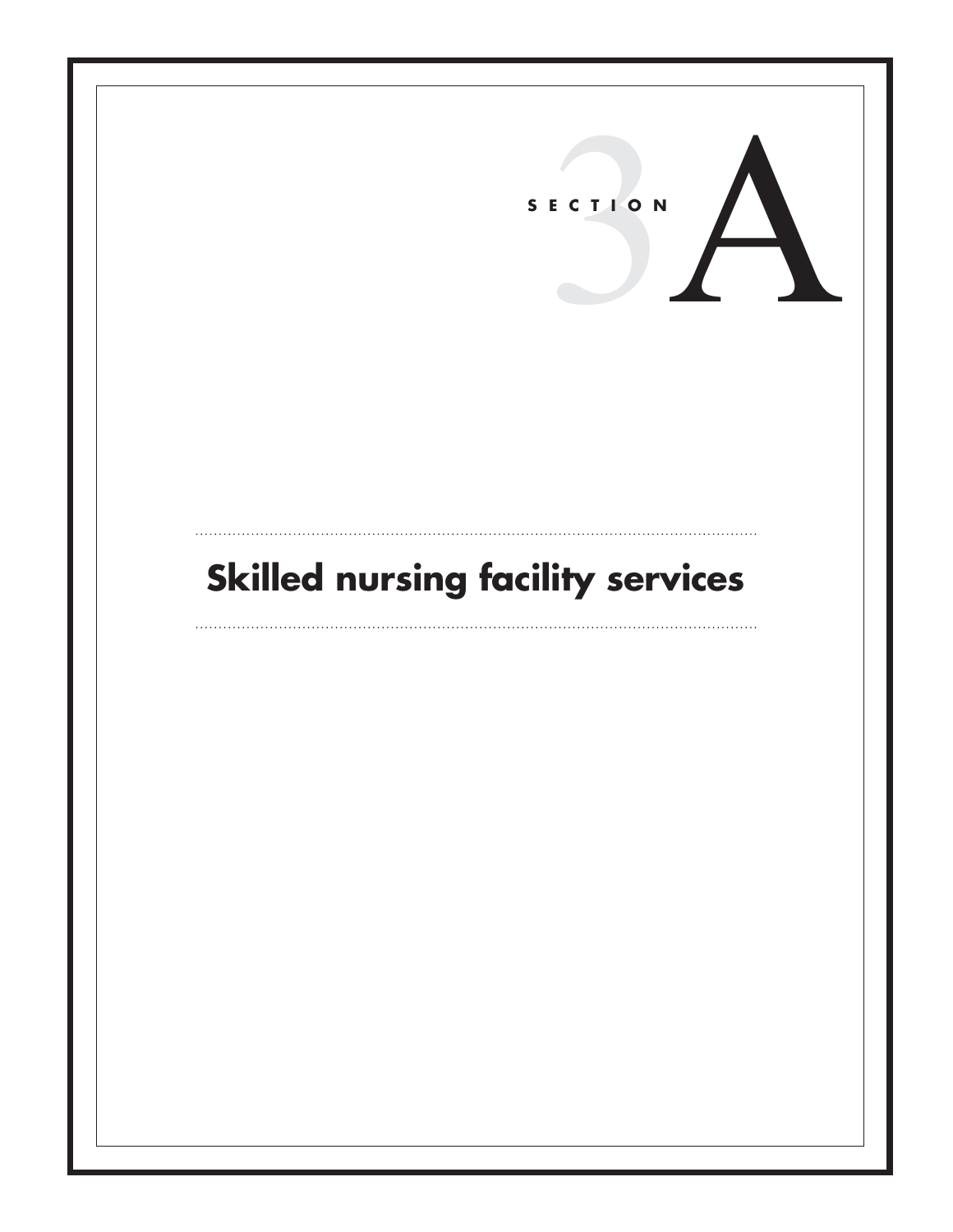SECTION 3A

# Skilled nursing facility services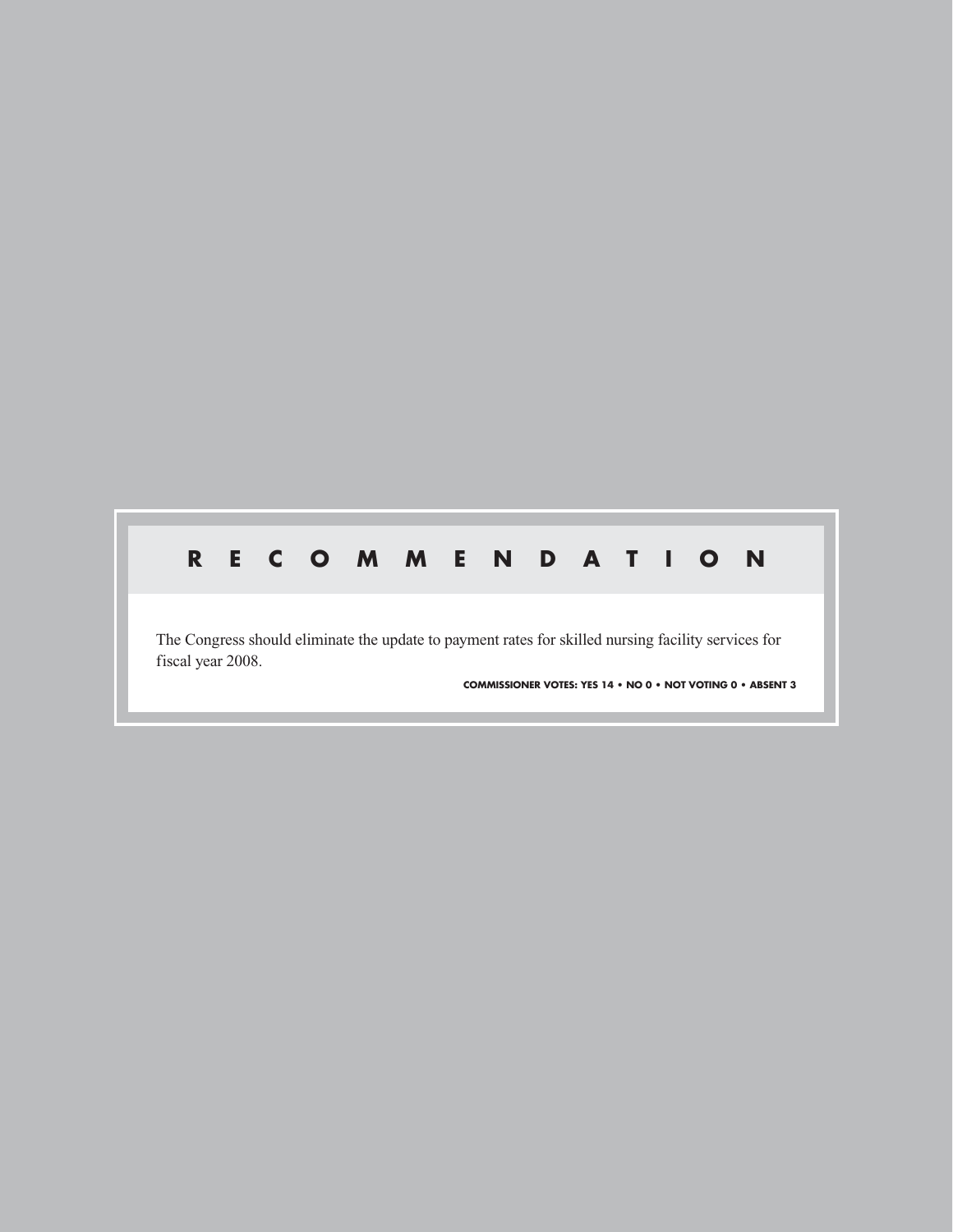## RECOMMENDATION

The Congress should eliminate the update to payment rates for skilled nursing facility services for fiscal year 2008.

**COMMISSIONER VOTES: YES 14 • NO 0 • NOT VOTING 0 • ABSENT 3**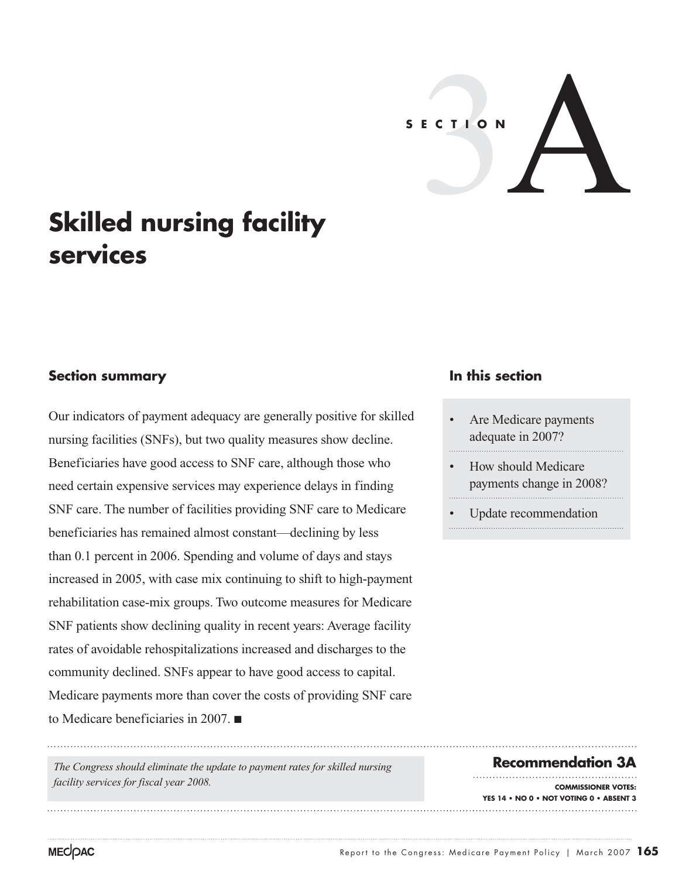SECTION 3A

# Skilled nursing facility services

## Section summary

Our indicators of payment adequacy are generally positive for skilled nursing facilities (SNFs), but two quality measures show decline. Beneficiaries have good access to SNF care, although those who need certain expensive services may experience delays in finding SNF care. The number of facilities providing SNF care to Medicare beneficiaries has remained almost constant—declining by less than 0.1 percent in 2006. Spending and volume of days and stays increased in 2005, with case mix continuing to shift to high-payment rehabilitation case-mix groups. Two outcome measures for Medicare SNF patients show declining quality in recent years: Average facility rates of avoidable rehospitalizations increased and discharges to the community declined. SNFs appear to have good access to capital. Medicare payments more than cover the costs of providing SNF care to Medicare beneficiaries in 2007. ■

## In this section

- Are Medicare payments adequate in 2007?
- How should Medicare payments change in 2008?
- Update recommendation

## Recommendation 3A

*The Congress should eliminate the update to payment rates for skilled nursing facility services for fiscal year 2008.*

**COMMISSIONER VOTES:**
**YES 14 • NO 0 • NOT VOTING 0 • ABSENT 3**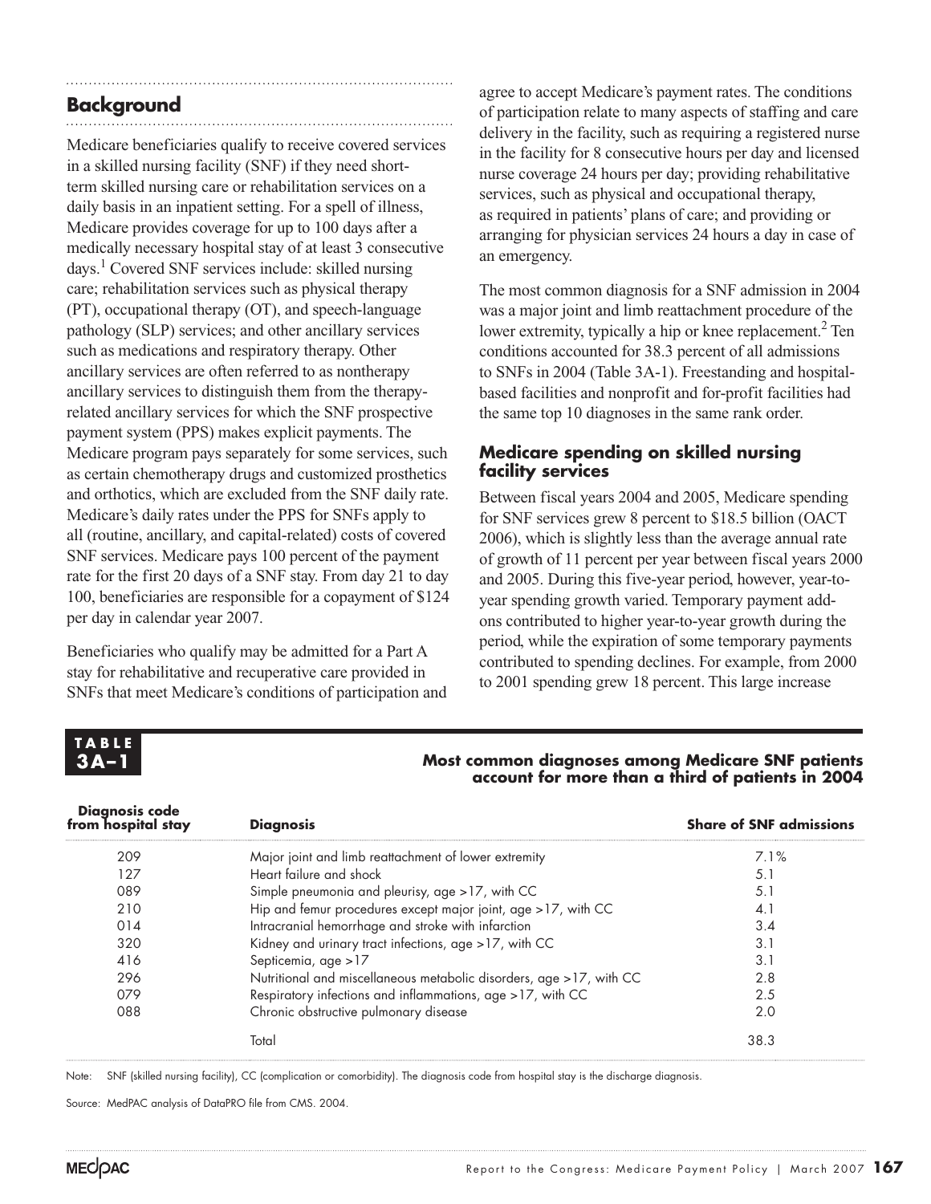## Background

Medicare beneficiaries qualify to receive covered services in a skilled nursing facility (SNF) if they need short-term skilled nursing care or rehabilitation services on a daily basis in an inpatient setting. For a spell of illness, Medicare provides coverage for up to 100 days after a medically necessary hospital stay of at least 3 consecutive days.[1] Covered SNF services include: skilled nursing care; rehabilitation services such as physical therapy (PT), occupational therapy (OT), and speech-language pathology (SLP) services; and other ancillary services such as medications and respiratory therapy. Other ancillary services are often referred to as nontherapy ancillary services to distinguish them from the therapy-related ancillary services for which the SNF prospective payment system (PPS) makes explicit payments. The Medicare program pays separately for some services, such as certain chemotherapy drugs and customized prosthetics and orthotics, which are excluded from the SNF daily rate. Medicare's daily rates under the PPS for SNFs apply to all (routine, ancillary, and capital-related) costs of covered SNF services. Medicare pays 100 percent of the payment rate for the first 20 days of a SNF stay. From day 21 to day 100, beneficiaries are responsible for a copayment of $124 per day in calendar year 2007.

Beneficiaries who qualify may be admitted for a Part A stay for rehabilitative and recuperative care provided in SNFs that meet Medicare's conditions of participation and agree to accept Medicare's payment rates. The conditions of participation relate to many aspects of staffing and care delivery in the facility, such as requiring a registered nurse in the facility for 8 consecutive hours per day and licensed nurse coverage 24 hours per day; providing rehabilitative services, such as physical and occupational therapy, as required in patients' plans of care; and providing or arranging for physician services 24 hours a day in case of an emergency.

The most common diagnosis for a SNF admission in 2004 was a major joint and limb reattachment procedure of the lower extremity, typically a hip or knee replacement.[2] Ten conditions accounted for 38.3 percent of all admissions to SNFs in 2004 (Table 3A-1). Freestanding and hospital-based facilities and nonprofit and for-profit facilities had the same top 10 diagnoses in the same rank order.

### Medicare spending on skilled nursing facility services

Between fiscal years 2004 and 2005, Medicare spending for SNF services grew 8 percent to $18.5 billion (OACT 2006), which is slightly less than the average annual rate of growth of 11 percent per year between fiscal years 2000 and 2005. During this five-year period, however, year-to-year spending growth varied. Temporary payment add-ons contributed to higher year-to-year growth during the period, while the expiration of some temporary payments contributed to spending declines. For example, from 2000 to 2001 spending grew 18 percent. This large increase

**TABLE 3A–1**

**Most common diagnoses among Medicare SNF patients account for more than a third of patients in 2004**

| Diagnosis code from hospital stay | Diagnosis | Share of SNF admissions |
|---|---|---|
| 209 | Major joint and limb reattachment of lower extremity | 7.1% |
| 127 | Heart failure and shock | 5.1 |
| 089 | Simple pneumonia and pleurisy, age >17, with CC | 5.1 |
| 210 | Hip and femur procedures except major joint, age >17, with CC | 4.1 |
| 014 | Intracranial hemorrhage and stroke with infarction | 3.4 |
| 320 | Kidney and urinary tract infections, age >17, with CC | 3.1 |
| 416 | Septicemia, age >17 | 3.1 |
| 296 | Nutritional and miscellaneous metabolic disorders, age >17, with CC | 2.8 |
| 079 | Respiratory infections and inflammations, age >17, with CC | 2.5 |
| 088 | Chronic obstructive pulmonary disease | 2.0 |
| | Total | 38.3 |

Note: SNF (skilled nursing facility), CC (complication or comorbidity). The diagnosis code from hospital stay is the discharge diagnosis.

Source: MedPAC analysis of DataPRO file from CMS. 2004.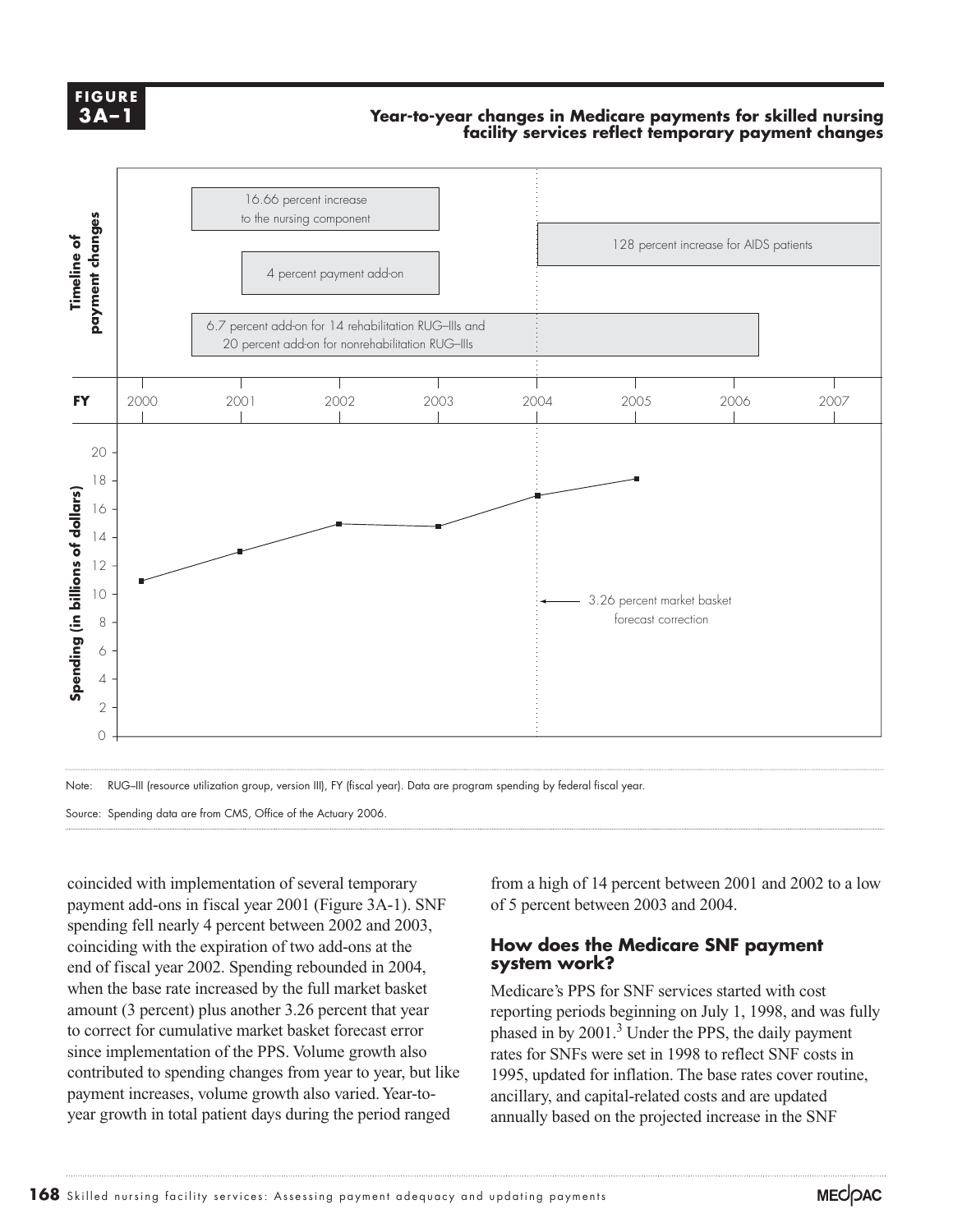**FIGURE 3A–1**

**Year-to-year changes in Medicare payments for skilled nursing facility services reflect temporary payment changes**

Timeline of payment changes:
- 16.66 percent increase to the nursing component
- 4 percent payment add-on
- 6.7 percent add-on for 14 rehabilitation RUG–IIIs and 20 percent add-on for nonrehabilitation RUG–IIIs
- 128 percent increase for AIDS patients
- 3.26 percent market basket forecast correction

Spending (in billions of dollars), FY 2000–2007

Note: RUG–III (resource utilization group, version III), FY (fiscal year). Data are program spending by federal fiscal year.

Source: Spending data are from CMS, Office of the Actuary 2006.

coincided with implementation of several temporary payment add-ons in fiscal year 2001 (Figure 3A-1). SNF spending fell nearly 4 percent between 2002 and 2003, coinciding with the expiration of two add-ons at the end of fiscal year 2002. Spending rebounded in 2004, when the base rate increased by the full market basket amount (3 percent) plus another 3.26 percent that year to correct for cumulative market basket forecast error since implementation of the PPS. Volume growth also contributed to spending changes from year to year, but like payment increases, volume growth also varied. Year-to-year growth in total patient days during the period ranged from a high of 14 percent between 2001 and 2002 to a low of 5 percent between 2003 and 2004.

## How does the Medicare SNF payment system work?

Medicare's PPS for SNF services started with cost reporting periods beginning on July 1, 1998, and was fully phased in by 2001.[3] Under the PPS, the daily payment rates for SNFs were set in 1998 to reflect SNF costs in 1995, updated for inflation. The base rates cover routine, ancillary, and capital-related costs and are updated annually based on the projected increase in the SNF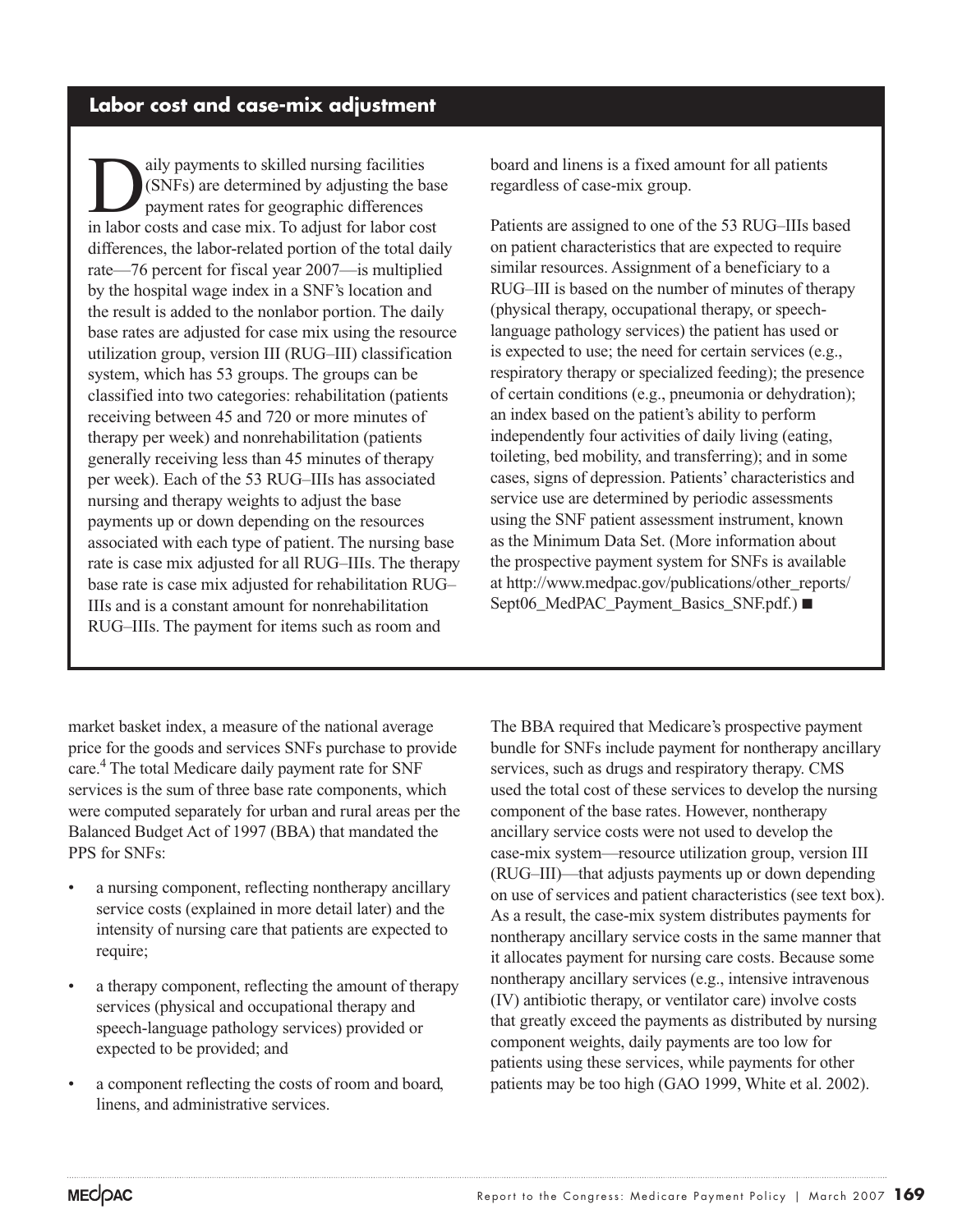## Labor cost and case-mix adjustment

Daily payments to skilled nursing facilities (SNFs) are determined by adjusting the base payment rates for geographic differences in labor costs and case mix. To adjust for labor cost differences, the labor-related portion of the total daily rate—76 percent for fiscal year 2007—is multiplied by the hospital wage index in a SNF's location and the result is added to the nonlabor portion. The daily base rates are adjusted for case mix using the resource utilization group, version III (RUG–III) classification system, which has 53 groups. The groups can be classified into two categories: rehabilitation (patients receiving between 45 and 720 or more minutes of therapy per week) and nonrehabilitation (patients generally receiving less than 45 minutes of therapy per week). Each of the 53 RUG–IIIs has associated nursing and therapy weights to adjust the base payments up or down depending on the resources associated with each type of patient. The nursing base rate is case mix adjusted for all RUG–IIIs. The therapy base rate is case mix adjusted for rehabilitation RUG–IIIs and is a constant amount for nonrehabilitation RUG–IIIs. The payment for items such as room and board and linens is a fixed amount for all patients regardless of case-mix group.

Patients are assigned to one of the 53 RUG–IIIs based on patient characteristics that are expected to require similar resources. Assignment of a beneficiary to a RUG–III is based on the number of minutes of therapy (physical therapy, occupational therapy, or speech-language pathology services) the patient has used or is expected to use; the need for certain services (e.g., respiratory therapy or specialized feeding); the presence of certain conditions (e.g., pneumonia or dehydration); an index based on the patient's ability to perform independently four activities of daily living (eating, toileting, bed mobility, and transferring); and in some cases, signs of depression. Patients' characteristics and service use are determined by periodic assessments using the SNF patient assessment instrument, known as the Minimum Data Set. (More information about the prospective payment system for SNFs is available at http://www.medpac.gov/publications/other_reports/Sept06_MedPAC_Payment_Basics_SNF.pdf.) ■

market basket index, a measure of the national average price for the goods and services SNFs purchase to provide care.[4] The total Medicare daily payment rate for SNF services is the sum of three base rate components, which were computed separately for urban and rural areas per the Balanced Budget Act of 1997 (BBA) that mandated the PPS for SNFs:

- a nursing component, reflecting nontherapy ancillary service costs (explained in more detail later) and the intensity of nursing care that patients are expected to require;
- a therapy component, reflecting the amount of therapy services (physical and occupational therapy and speech-language pathology services) provided or expected to be provided; and
- a component reflecting the costs of room and board, linens, and administrative services.

The BBA required that Medicare's prospective payment bundle for SNFs include payment for nontherapy ancillary services, such as drugs and respiratory therapy. CMS used the total cost of these services to develop the nursing component of the base rates. However, nontherapy ancillary service costs were not used to develop the case-mix system—resource utilization group, version III (RUG–III)—that adjusts payments up or down depending on use of services and patient characteristics (see text box). As a result, the case-mix system distributes payments for nontherapy ancillary service costs in the same manner that it allocates payment for nursing care costs. Because some nontherapy ancillary services (e.g., intensive intravenous (IV) antibiotic therapy, or ventilator care) involve costs that greatly exceed the payments as distributed by nursing component weights, daily payments are too low for patients using these services, while payments for other patients may be too high (GAO 1999, White et al. 2002).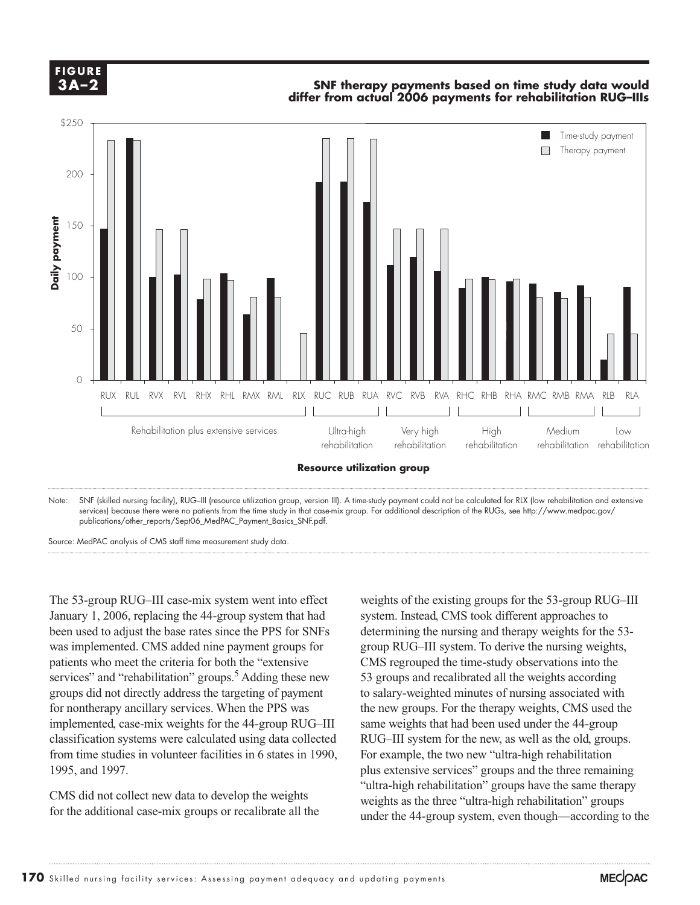**FIGURE 3A–2**

**SNF therapy payments based on time study data would differ from actual 2006 payments for rehabilitation RUG–IIIs**

Note: SNF (skilled nursing facility), RUG–III (resource utilization group, version III). A time-study payment could not be calculated for RLX (low rehabilitation and extensive services) because there were no patients from the time study in that case-mix group. For additional description of the RUGs, see http://www.medpac.gov/publications/other_reports/Sept06_MedPAC_Payment_Basics_SNF.pdf.

Source: MedPAC analysis of CMS staff time measurement study data.

The 53-group RUG–III case-mix system went into effect January 1, 2006, replacing the 44-group system that had been used to adjust the base rates since the PPS for SNFs was implemented. CMS added nine payment groups for patients who meet the criteria for both the "extensive services" and "rehabilitation" groups.[5] Adding these new groups did not directly address the targeting of payment for nontherapy ancillary services. When the PPS was implemented, case-mix weights for the 44-group RUG–III classification systems were calculated using data collected from time studies in volunteer facilities in 6 states in 1990, 1995, and 1997.

CMS did not collect new data to develop the weights for the additional case-mix groups or recalibrate all the weights of the existing groups for the 53-group RUG–III system. Instead, CMS took different approaches to determining the nursing and therapy weights for the 53-group RUG–III system. To derive the nursing weights, CMS regrouped the time-study observations into the 53 groups and recalibrated all the weights according to salary-weighted minutes of nursing associated with the new groups. For the therapy weights, CMS used the same weights that had been used under the 44-group RUG–III system for the new, as well as the old, groups. For example, the two new "ultra-high rehabilitation plus extensive services" groups and the three remaining "ultra-high rehabilitation" groups have the same therapy weights as the three "ultra-high rehabilitation" groups under the 44-group system, even though—according to the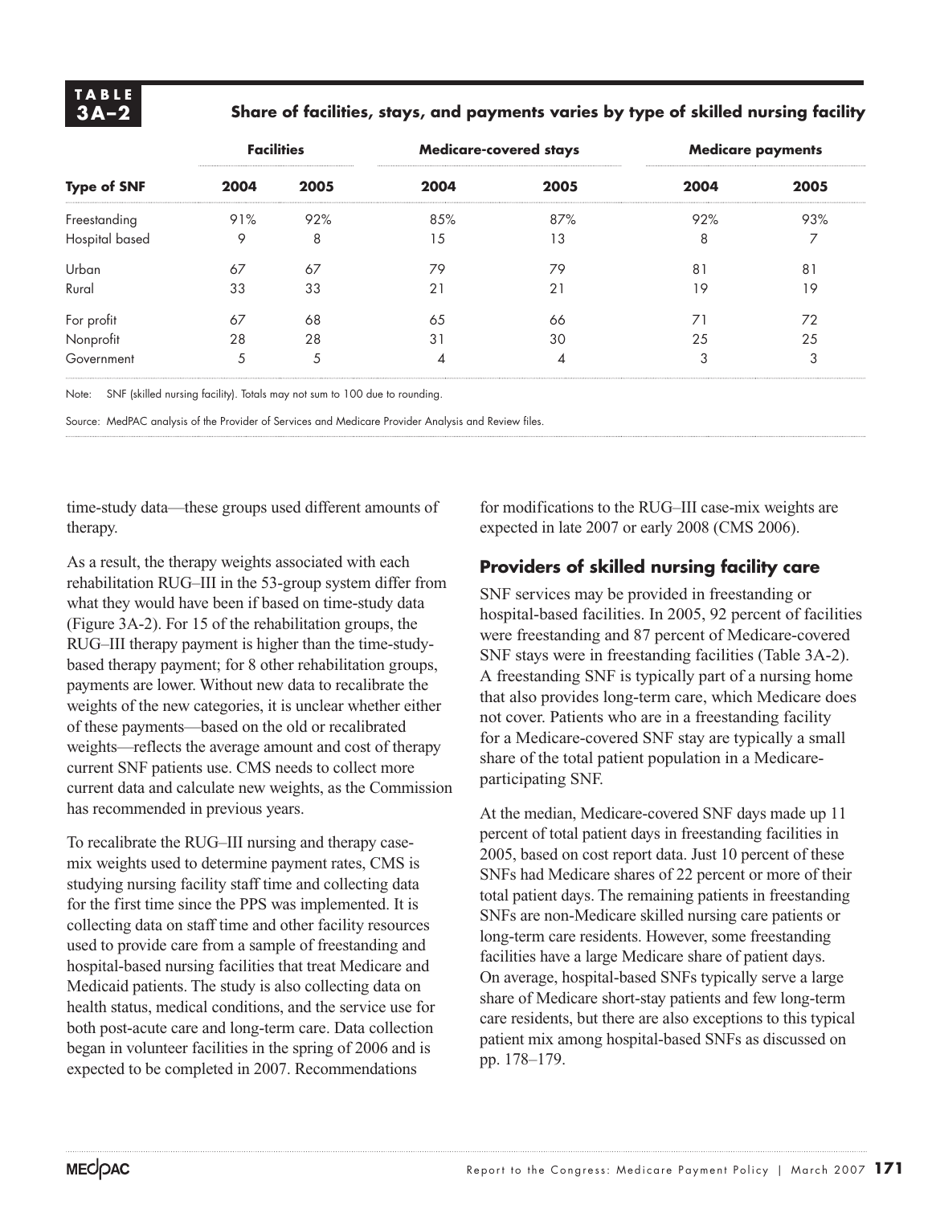**TABLE 3A–2**

**Share of facilities, stays, and payments varies by type of skilled nursing facility**

| Type of SNF | Facilities | | Medicare-covered stays | | Medicare payments | |
|---|---|---|---|---|---|---|
| | 2004 | 2005 | 2004 | 2005 | 2004 | 2005 |
| Freestanding | 91% | 92% | 85% | 87% | 92% | 93% |
| Hospital based | 9 | 8 | 15 | 13 | 8 | 7 |
| Urban | 67 | 67 | 79 | 79 | 81 | 81 |
| Rural | 33 | 33 | 21 | 21 | 19 | 19 |
| For profit | 67 | 68 | 65 | 66 | 71 | 72 |
| Nonprofit | 28 | 28 | 31 | 30 | 25 | 25 |
| Government | 5 | 5 | 4 | 4 | 3 | 3 |

Note: SNF (skilled nursing facility). Totals may not sum to 100 due to rounding.

Source: MedPAC analysis of the Provider of Services and Medicare Provider Analysis and Review files.

time-study data—these groups used different amounts of therapy.

As a result, the therapy weights associated with each rehabilitation RUG–III in the 53-group system differ from what they would have been if based on time-study data (Figure 3A-2). For 15 of the rehabilitation groups, the RUG–III therapy payment is higher than the time-study-based therapy payment; for 8 other rehabilitation groups, payments are lower. Without new data to recalibrate the weights of the new categories, it is unclear whether either of these payments—based on the old or recalibrated weights—reflects the average amount and cost of therapy current SNF patients use. CMS needs to collect more current data and calculate new weights, as the Commission has recommended in previous years.

To recalibrate the RUG–III nursing and therapy case-mix weights used to determine payment rates, CMS is studying nursing facility staff time and collecting data for the first time since the PPS was implemented. It is collecting data on staff time and other facility resources used to provide care from a sample of freestanding and hospital-based nursing facilities that treat Medicare and Medicaid patients. The study is also collecting data on health status, medical conditions, and the service use for both post-acute care and long-term care. Data collection began in volunteer facilities in the spring of 2006 and is expected to be completed in 2007. Recommendations for modifications to the RUG–III case-mix weights are expected in late 2007 or early 2008 (CMS 2006).

## Providers of skilled nursing facility care

SNF services may be provided in freestanding or hospital-based facilities. In 2005, 92 percent of facilities were freestanding and 87 percent of Medicare-covered SNF stays were in freestanding facilities (Table 3A-2). A freestanding SNF is typically part of a nursing home that also provides long-term care, which Medicare does not cover. Patients who are in a freestanding facility for a Medicare-covered SNF stay are typically a small share of the total patient population in a Medicare-participating SNF.

At the median, Medicare-covered SNF days made up 11 percent of total patient days in freestanding facilities in 2005, based on cost report data. Just 10 percent of these SNFs had Medicare shares of 22 percent or more of their total patient days. The remaining patients in freestanding SNFs are non-Medicare skilled nursing care patients or long-term care residents. However, some freestanding facilities have a large Medicare share of patient days. On average, hospital-based SNFs typically serve a large share of Medicare short-stay patients and few long-term care residents, but there are also exceptions to this typical patient mix among hospital-based SNFs as discussed on pp. 178–179.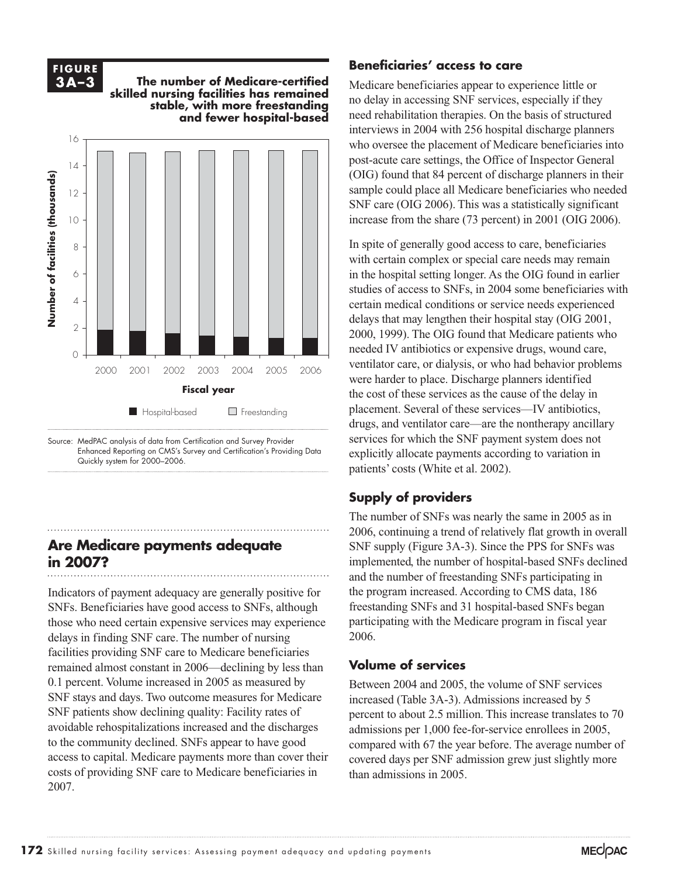**FIGURE 3A–3**

**The number of Medicare-certified skilled nursing facilities has remained stable, with more freestanding and fewer hospital-based**

Source: MedPAC analysis of data from Certification and Survey Provider Enhanced Reporting on CMS's Survey and Certification's Providing Data Quickly system for 2000–2006.

## Are Medicare payments adequate in 2007?

Indicators of payment adequacy are generally positive for SNFs. Beneficiaries have good access to SNFs, although those who need certain expensive services may experience delays in finding SNF care. The number of nursing facilities providing SNF care to Medicare beneficiaries remained almost constant in 2006—declining by less than 0.1 percent. Volume increased in 2005 as measured by SNF stays and days. Two outcome measures for Medicare SNF patients show declining quality: Facility rates of avoidable rehospitalizations increased and the discharges to the community declined. SNFs appear to have good access to capital. Medicare payments more than cover their costs of providing SNF care to Medicare beneficiaries in 2007.

### Beneficiaries' access to care

Medicare beneficiaries appear to experience little or no delay in accessing SNF services, especially if they need rehabilitation therapies. On the basis of structured interviews in 2004 with 256 hospital discharge planners who oversee the placement of Medicare beneficiaries into post-acute care settings, the Office of Inspector General (OIG) found that 84 percent of discharge planners in their sample could place all Medicare beneficiaries who needed SNF care (OIG 2006). This was a statistically significant increase from the share (73 percent) in 2001 (OIG 2006).

In spite of generally good access to care, beneficiaries with certain complex or special care needs may remain in the hospital setting longer. As the OIG found in earlier studies of access to SNFs, in 2004 some beneficiaries with certain medical conditions or service needs experienced delays that may lengthen their hospital stay (OIG 2001, 2000, 1999). The OIG found that Medicare patients who needed IV antibiotics or expensive drugs, wound care, ventilator care, or dialysis, or who had behavior problems were harder to place. Discharge planners identified the cost of these services as the cause of the delay in placement. Several of these services—IV antibiotics, drugs, and ventilator care—are the nontherapy ancillary services for which the SNF payment system does not explicitly allocate payments according to variation in patients' costs (White et al. 2002).

### Supply of providers

The number of SNFs was nearly the same in 2005 as in 2006, continuing a trend of relatively flat growth in overall SNF supply (Figure 3A-3). Since the PPS for SNFs was implemented, the number of hospital-based SNFs declined and the number of freestanding SNFs participating in the program increased. According to CMS data, 186 freestanding SNFs and 31 hospital-based SNFs began participating with the Medicare program in fiscal year 2006.

### Volume of services

Between 2004 and 2005, the volume of SNF services increased (Table 3A-3). Admissions increased by 5 percent to about 2.5 million. This increase translates to 70 admissions per 1,000 fee-for-service enrollees in 2005, compared with 67 the year before. The average number of covered days per SNF admission grew just slightly more than admissions in 2005.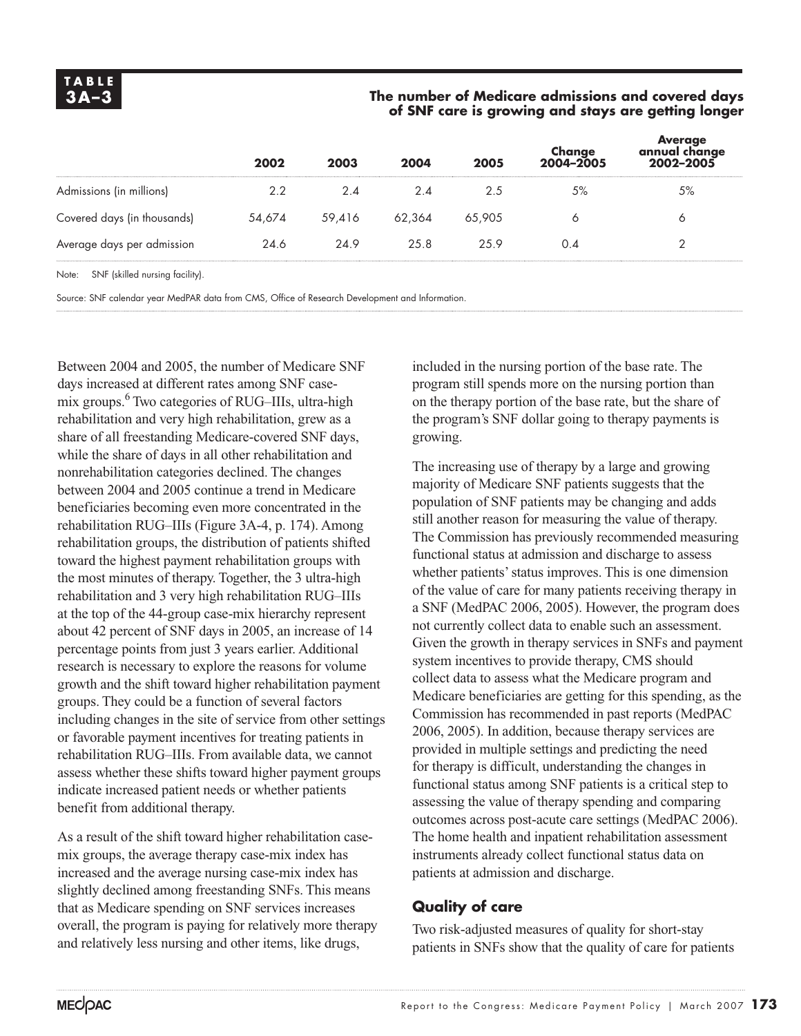**TABLE 3A–3**

**The number of Medicare admissions and covered days of SNF care is growing and stays are getting longer**

| | 2002 | 2003 | 2004 | 2005 | Change 2004–2005 | Average annual change 2002–2005 |
|---|---|---|---|---|---|---|
| Admissions (in millions) | 2.2 | 2.4 | 2.4 | 2.5 | 5% | 5% |
| Covered days (in thousands) | 54,674 | 59,416 | 62,364 | 65,905 | 6 | 6 |
| Average days per admission | 24.6 | 24.9 | 25.8 | 25.9 | 0.4 | 2 |

Note: SNF (skilled nursing facility).

Source: SNF calendar year MedPAR data from CMS, Office of Research Development and Information.

Between 2004 and 2005, the number of Medicare SNF days increased at different rates among SNF case-mix groups.[6] Two categories of RUG–IIIs, ultra-high rehabilitation and very high rehabilitation, grew as a share of all freestanding Medicare-covered SNF days, while the share of days in all other rehabilitation and nonrehabilitation categories declined. The changes between 2004 and 2005 continue a trend in Medicare beneficiaries becoming even more concentrated in the rehabilitation RUG–IIIs (Figure 3A-4, p. 174). Among rehabilitation groups, the distribution of patients shifted toward the highest payment rehabilitation groups with the most minutes of therapy. Together, the 3 ultra-high rehabilitation and 3 very high rehabilitation RUG–IIIs at the top of the 44-group case-mix hierarchy represent about 42 percent of SNF days in 2005, an increase of 14 percentage points from just 3 years earlier. Additional research is necessary to explore the reasons for volume growth and the shift toward higher rehabilitation payment groups. They could be a function of several factors including changes in the site of service from other settings or favorable payment incentives for treating patients in rehabilitation RUG–IIIs. From available data, we cannot assess whether these shifts toward higher payment groups indicate increased patient needs or whether patients benefit from additional therapy.

As a result of the shift toward higher rehabilitation case-mix groups, the average therapy case-mix index has increased and the average nursing case-mix index has slightly declined among freestanding SNFs. This means that as Medicare spending on SNF services increases overall, the program is paying for relatively more therapy and relatively less nursing and other items, like drugs, included in the nursing portion of the base rate. The program still spends more on the nursing portion than on the therapy portion of the base rate, but the share of the program's SNF dollar going to therapy payments is growing.

The increasing use of therapy by a large and growing majority of Medicare SNF patients suggests that the population of SNF patients may be changing and adds still another reason for measuring the value of therapy. The Commission has previously recommended measuring functional status at admission and discharge to assess whether patients' status improves. This is one dimension of the value of care for many patients receiving therapy in a SNF (MedPAC 2006, 2005). However, the program does not currently collect data to enable such an assessment. Given the growth in therapy services in SNFs and payment system incentives to provide therapy, CMS should collect data to assess what the Medicare program and Medicare beneficiaries are getting for this spending, as the Commission has recommended in past reports (MedPAC 2006, 2005). In addition, because therapy services are provided in multiple settings and predicting the need for therapy is difficult, understanding the changes in functional status among SNF patients is a critical step to assessing the value of therapy spending and comparing outcomes across post-acute care settings (MedPAC 2006). The home health and inpatient rehabilitation assessment instruments already collect functional status data on patients at admission and discharge.

## Quality of care

Two risk-adjusted measures of quality for short-stay patients in SNFs show that the quality of care for patients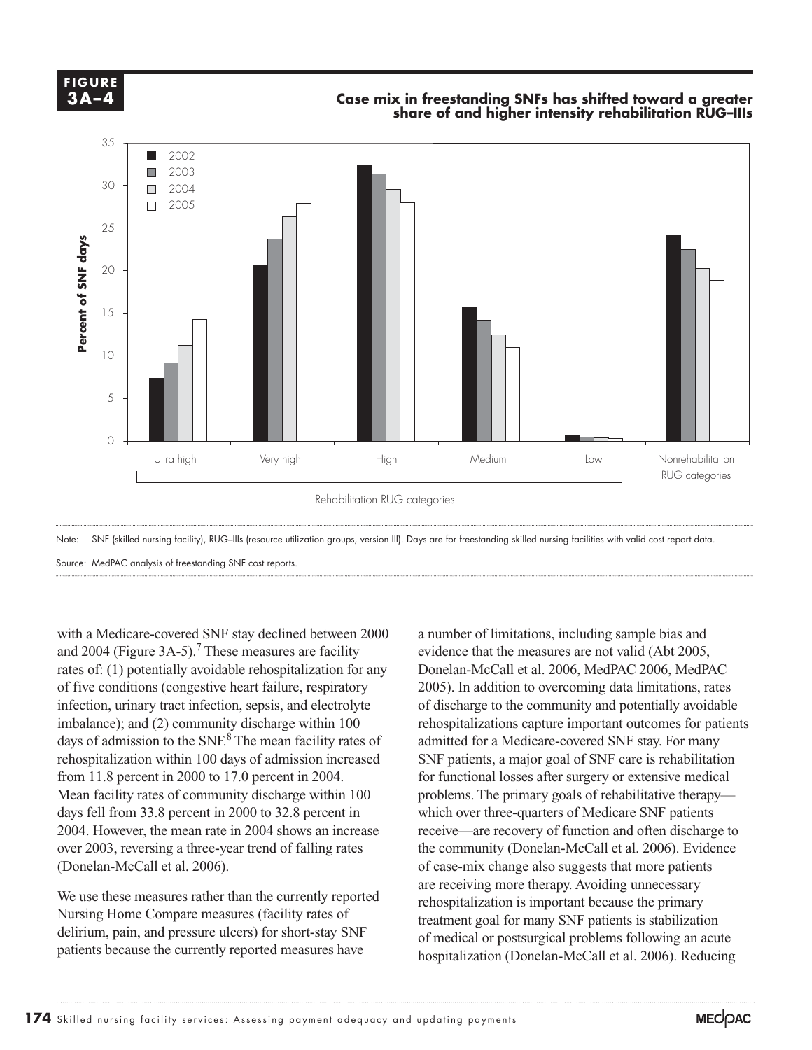**FIGURE 3A–4**

**Case mix in freestanding SNFs has shifted toward a greater share of and higher intensity rehabilitation RUG–IIIs**

Note: SNF (skilled nursing facility), RUG–IIIs (resource utilization groups, version III). Days are for freestanding skilled nursing facilities with valid cost report data.

Source: MedPAC analysis of freestanding SNF cost reports.

with a Medicare-covered SNF stay declined between 2000 and 2004 (Figure 3A-5).[7] These measures are facility rates of: (1) potentially avoidable rehospitalization for any of five conditions (congestive heart failure, respiratory infection, urinary tract infection, sepsis, and electrolyte imbalance); and (2) community discharge within 100 days of admission to the SNF.[8] The mean facility rates of rehospitalization within 100 days of admission increased from 11.8 percent in 2000 to 17.0 percent in 2004. Mean facility rates of community discharge within 100 days fell from 33.8 percent in 2000 to 32.8 percent in 2004. However, the mean rate in 2004 shows an increase over 2003, reversing a three-year trend of falling rates (Donelan-McCall et al. 2006).

We use these measures rather than the currently reported Nursing Home Compare measures (facility rates of delirium, pain, and pressure ulcers) for short-stay SNF patients because the currently reported measures have a number of limitations, including sample bias and evidence that the measures are not valid (Abt 2005, Donelan-McCall et al. 2006, MedPAC 2006, MedPAC 2005). In addition to overcoming data limitations, rates of discharge to the community and potentially avoidable rehospitalizations capture important outcomes for patients admitted for a Medicare-covered SNF stay. For many SNF patients, a major goal of SNF care is rehabilitation for functional losses after surgery or extensive medical problems. The primary goals of rehabilitative therapy—which over three-quarters of Medicare SNF patients receive—are recovery of function and often discharge to the community (Donelan-McCall et al. 2006). Evidence of case-mix change also suggests that more patients are receiving more therapy. Avoiding unnecessary rehospitalization is important because the primary treatment goal for many SNF patients is stabilization of medical or postsurgical problems following an acute hospitalization (Donelan-McCall et al. 2006). Reducing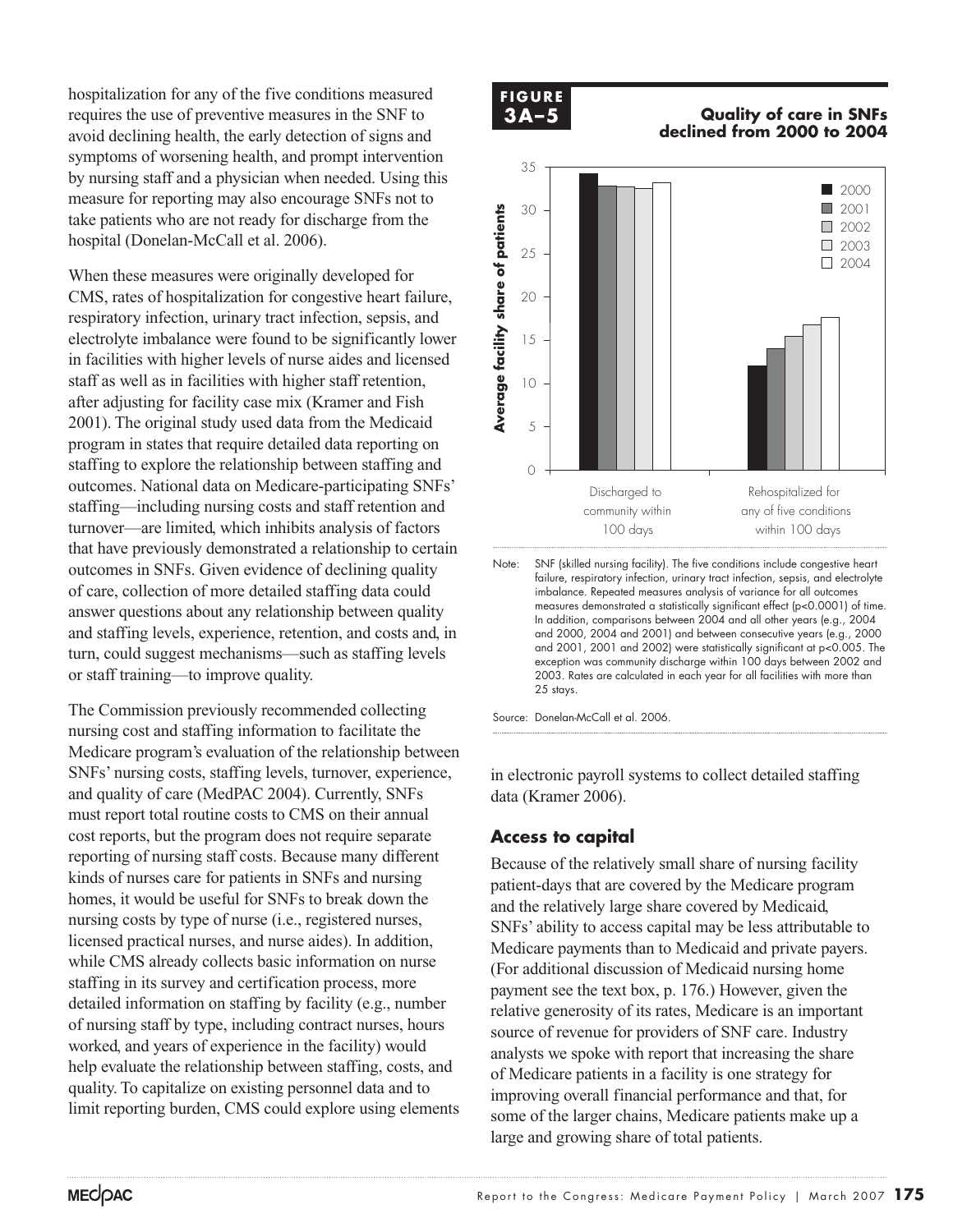hospitalization for any of the five conditions measured requires the use of preventive measures in the SNF to avoid declining health, the early detection of signs and symptoms of worsening health, and prompt intervention by nursing staff and a physician when needed. Using this measure for reporting may also encourage SNFs not to take patients who are not ready for discharge from the hospital (Donelan-McCall et al. 2006).

When these measures were originally developed for CMS, rates of hospitalization for congestive heart failure, respiratory infection, urinary tract infection, sepsis, and electrolyte imbalance were found to be significantly lower in facilities with higher levels of nurse aides and licensed staff as well as in facilities with higher staff retention, after adjusting for facility case mix (Kramer and Fish 2001). The original study used data from the Medicaid program in states that require detailed data reporting on staffing to explore the relationship between staffing and outcomes. National data on Medicare-participating SNFs' staffing—including nursing costs and staff retention and turnover—are limited, which inhibits analysis of factors that have previously demonstrated a relationship to certain outcomes in SNFs. Given evidence of declining quality of care, collection of more detailed staffing data could answer questions about any relationship between quality and staffing levels, experience, retention, and costs and, in turn, could suggest mechanisms—such as staffing levels or staff training—to improve quality.

The Commission previously recommended collecting nursing cost and staffing information to facilitate the Medicare program's evaluation of the relationship between SNFs' nursing costs, staffing levels, turnover, experience, and quality of care (MedPAC 2004). Currently, SNFs must report total routine costs to CMS on their annual cost reports, but the program does not require separate reporting of nursing staff costs. Because many different kinds of nurses care for patients in SNFs and nursing homes, it would be useful for SNFs to break down the nursing costs by type of nurse (i.e., registered nurses, licensed practical nurses, and nurse aides). In addition, while CMS already collects basic information on nurse staffing in its survey and certification process, more detailed information on staffing by facility (e.g., number of nursing staff by type, including contract nurses, hours worked, and years of experience in the facility) would help evaluate the relationship between staffing, costs, and quality. To capitalize on existing personnel data and to limit reporting burden, CMS could explore using elements in electronic payroll systems to collect detailed staffing data (Kramer 2006).

**FIGURE 3A–5**

**Quality of care in SNFs declined from 2000 to 2004**

Note: SNF (skilled nursing facility). The five conditions include congestive heart failure, respiratory infection, urinary tract infection, sepsis, and electrolyte imbalance. Repeated measures analysis of variance for all outcomes measures demonstrated a statistically significant effect ($p<0.0001$) of time. In addition, comparisons between 2004 and all other years (e.g., 2004 and 2000, 2004 and 2001) and between consecutive years (e.g., 2000 and 2001, 2001 and 2002) were statistically significant at $p<0.005$. The exception was community discharge within 100 days between 2002 and 2003. Rates are calculated in each year for all facilities with more than 25 stays.

Source: Donelan-McCall et al. 2006.

## Access to capital

Because of the relatively small share of nursing facility patient-days that are covered by the Medicare program and the relatively large share covered by Medicaid, SNFs' ability to access capital may be less attributable to Medicare payments than to Medicaid and private payers. (For additional discussion of Medicaid nursing home payment see the text box, p. 176.) However, given the relative generosity of its rates, Medicare is an important source of revenue for providers of SNF care. Industry analysts we spoke with report that increasing the share of Medicare patients in a facility is one strategy for improving overall financial performance and that, for some of the larger chains, Medicare patients make up a large and growing share of total patients.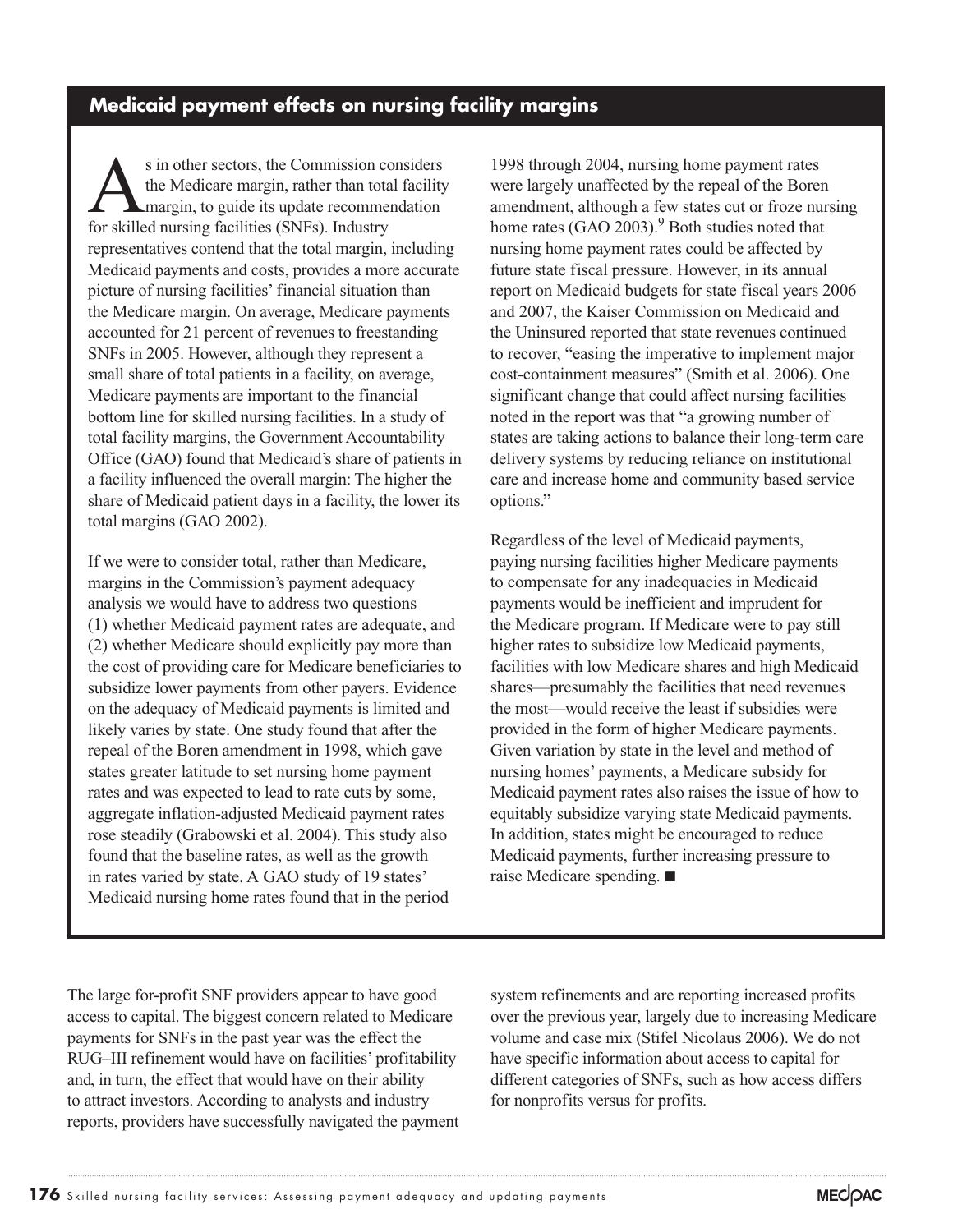## Medicaid payment effects on nursing facility margins

As in other sectors, the Commission considers the Medicare margin, rather than total facility margin, to guide its update recommendation for skilled nursing facilities (SNFs). Industry representatives contend that the total margin, including Medicaid payments and costs, provides a more accurate picture of nursing facilities' financial situation than the Medicare margin. On average, Medicare payments accounted for 21 percent of revenues to freestanding SNFs in 2005. However, although they represent a small share of total patients in a facility, on average, Medicare payments are important to the financial bottom line for skilled nursing facilities. In a study of total facility margins, the Government Accountability Office (GAO) found that Medicaid's share of patients in a facility influenced the overall margin: The higher the share of Medicaid patient days in a facility, the lower its total margins (GAO 2002).

If we were to consider total, rather than Medicare, margins in the Commission's payment adequacy analysis we would have to address two questions (1) whether Medicaid payment rates are adequate, and (2) whether Medicare should explicitly pay more than the cost of providing care for Medicare beneficiaries to subsidize lower payments from other payers. Evidence on the adequacy of Medicaid payments is limited and likely varies by state. One study found that after the repeal of the Boren amendment in 1998, which gave states greater latitude to set nursing home payment rates and was expected to lead to rate cuts by some, aggregate inflation-adjusted Medicaid payment rates rose steadily (Grabowski et al. 2004). This study also found that the baseline rates, as well as the growth in rates varied by state. A GAO study of 19 states' Medicaid nursing home rates found that in the period 1998 through 2004, nursing home payment rates were largely unaffected by the repeal of the Boren amendment, although a few states cut or froze nursing home rates (GAO 2003).[9] Both studies noted that nursing home payment rates could be affected by future state fiscal pressure. However, in its annual report on Medicaid budgets for state fiscal years 2006 and 2007, the Kaiser Commission on Medicaid and the Uninsured reported that state revenues continued to recover, "easing the imperative to implement major cost-containment measures" (Smith et al. 2006). One significant change that could affect nursing facilities noted in the report was that "a growing number of states are taking actions to balance their long-term care delivery systems by reducing reliance on institutional care and increase home and community based service options."

Regardless of the level of Medicaid payments, paying nursing facilities higher Medicare payments to compensate for any inadequacies in Medicaid payments would be inefficient and imprudent for the Medicare program. If Medicare were to pay still higher rates to subsidize low Medicaid payments, facilities with low Medicare shares and high Medicaid shares—presumably the facilities that need revenues the most—would receive the least if subsidies were provided in the form of higher Medicare payments. Given variation by state in the level and method of nursing homes' payments, a Medicare subsidy for Medicaid payment rates also raises the issue of how to equitably subsidize varying state Medicaid payments. In addition, states might be encouraged to reduce Medicaid payments, further increasing pressure to raise Medicare spending. ■

The large for-profit SNF providers appear to have good access to capital. The biggest concern related to Medicare payments for SNFs in the past year was the effect the RUG–III refinement would have on facilities' profitability and, in turn, the effect that would have on their ability to attract investors. According to analysts and industry reports, providers have successfully navigated the payment system refinements and are reporting increased profits over the previous year, largely due to increasing Medicare volume and case mix (Stifel Nicolaus 2006). We do not have specific information about access to capital for different categories of SNFs, such as how access differs for nonprofits versus for profits.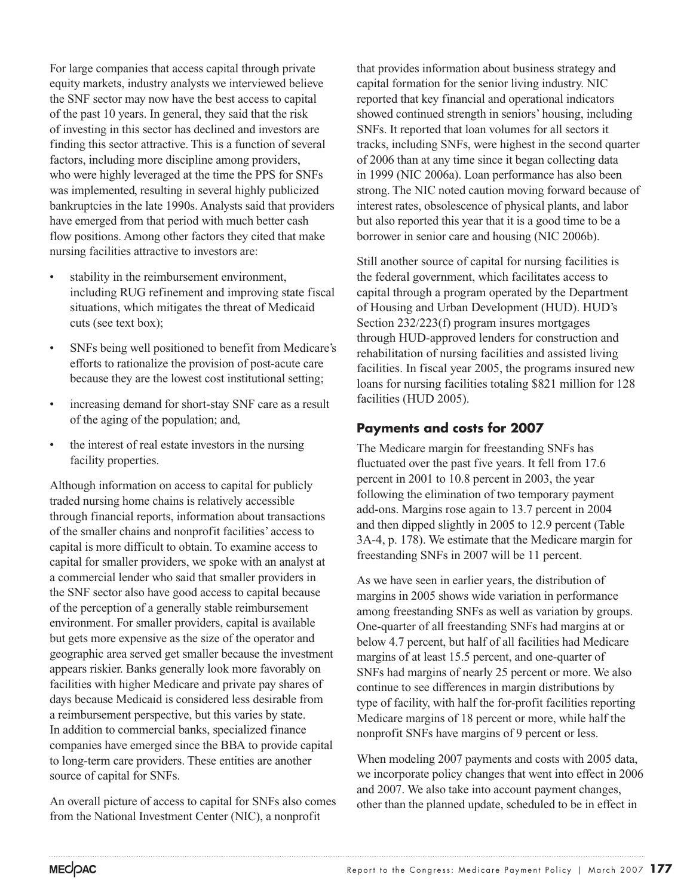For large companies that access capital through private equity markets, industry analysts we interviewed believe the SNF sector may now have the best access to capital of the past 10 years. In general, they said that the risk of investing in this sector has declined and investors are finding this sector attractive. This is a function of several factors, including more discipline among providers, who were highly leveraged at the time the PPS for SNFs was implemented, resulting in several highly publicized bankruptcies in the late 1990s. Analysts said that providers have emerged from that period with much better cash flow positions. Among other factors they cited that make nursing facilities attractive to investors are:

- stability in the reimbursement environment, including RUG refinement and improving state fiscal situations, which mitigates the threat of Medicaid cuts (see text box);
- SNFs being well positioned to benefit from Medicare's efforts to rationalize the provision of post-acute care because they are the lowest cost institutional setting;
- increasing demand for short-stay SNF care as a result of the aging of the population; and,
- the interest of real estate investors in the nursing facility properties.

Although information on access to capital for publicly traded nursing home chains is relatively accessible through financial reports, information about transactions of the smaller chains and nonprofit facilities' access to capital is more difficult to obtain. To examine access to capital for smaller providers, we spoke with an analyst at a commercial lender who said that smaller providers in the SNF sector also have good access to capital because of the perception of a generally stable reimbursement environment. For smaller providers, capital is available but gets more expensive as the size of the operator and geographic area served get smaller because the investment appears riskier. Banks generally look more favorably on facilities with higher Medicare and private pay shares of days because Medicaid is considered less desirable from a reimbursement perspective, but this varies by state. In addition to commercial banks, specialized finance companies have emerged since the BBA to provide capital to long-term care providers. These entities are another source of capital for SNFs.

An overall picture of access to capital for SNFs also comes from the National Investment Center (NIC), a nonprofit that provides information about business strategy and capital formation for the senior living industry. NIC reported that key financial and operational indicators showed continued strength in seniors' housing, including SNFs. It reported that loan volumes for all sectors it tracks, including SNFs, were highest in the second quarter of 2006 than at any time since it began collecting data in 1999 (NIC 2006a). Loan performance has also been strong. The NIC noted caution moving forward because of interest rates, obsolescence of physical plants, and labor but also reported this year that it is a good time to be a borrower in senior care and housing (NIC 2006b).

Still another source of capital for nursing facilities is the federal government, which facilitates access to capital through a program operated by the Department of Housing and Urban Development (HUD). HUD's Section 232/223(f) program insures mortgages through HUD-approved lenders for construction and rehabilitation of nursing facilities and assisted living facilities. In fiscal year 2005, the programs insured new loans for nursing facilities totaling $821 million for 128 facilities (HUD 2005).

## Payments and costs for 2007

The Medicare margin for freestanding SNFs has fluctuated over the past five years. It fell from 17.6 percent in 2001 to 10.8 percent in 2003, the year following the elimination of two temporary payment add-ons. Margins rose again to 13.7 percent in 2004 and then dipped slightly in 2005 to 12.9 percent (Table 3A-4, p. 178). We estimate that the Medicare margin for freestanding SNFs in 2007 will be 11 percent.

As we have seen in earlier years, the distribution of margins in 2005 shows wide variation in performance among freestanding SNFs as well as variation by groups. One-quarter of all freestanding SNFs had margins at or below 4.7 percent, but half of all facilities had Medicare margins of at least 15.5 percent, and one-quarter of SNFs had margins of nearly 25 percent or more. We also continue to see differences in margin distributions by type of facility, with half the for-profit facilities reporting Medicare margins of 18 percent or more, while half the nonprofit SNFs have margins of 9 percent or less.

When modeling 2007 payments and costs with 2005 data, we incorporate policy changes that went into effect in 2006 and 2007. We also take into account payment changes, other than the planned update, scheduled to be in effect in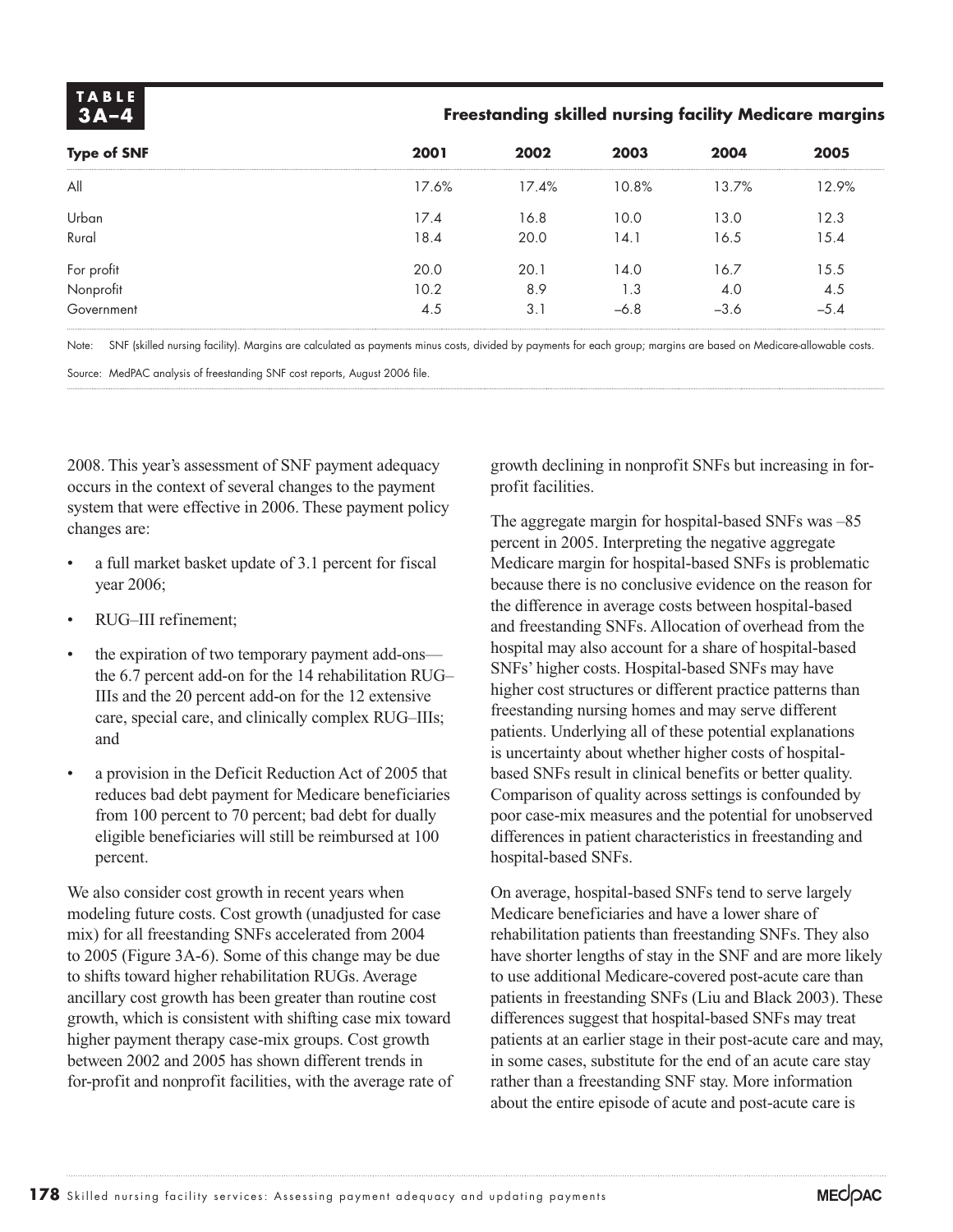**TABLE 3A–4**

**Freestanding skilled nursing facility Medicare margins**

| Type of SNF | 2001 | 2002 | 2003 | 2004 | 2005 |
|---|---|---|---|---|---|
| All | 17.6% | 17.4% | 10.8% | 13.7% | 12.9% |
| Urban | 17.4 | 16.8 | 10.0 | 13.0 | 12.3 |
| Rural | 18.4 | 20.0 | 14.1 | 16.5 | 15.4 |
| For profit | 20.0 | 20.1 | 14.0 | 16.7 | 15.5 |
| Nonprofit | 10.2 | 8.9 | 1.3 | 4.0 | 4.5 |
| Government | 4.5 | 3.1 | –6.8 | –3.6 | –5.4 |

Note: SNF (skilled nursing facility). Margins are calculated as payments minus costs, divided by payments for each group; margins are based on Medicare-allowable costs.

Source: MedPAC analysis of freestanding SNF cost reports, August 2006 file.

2008. This year's assessment of SNF payment adequacy occurs in the context of several changes to the payment system that were effective in 2006. These payment policy changes are:

- a full market basket update of 3.1 percent for fiscal year 2006;
- RUG–III refinement;
- the expiration of two temporary payment add-ons—the 6.7 percent add-on for the 14 rehabilitation RUG–IIIs and the 20 percent add-on for the 12 extensive care, special care, and clinically complex RUG–IIIs; and
- a provision in the Deficit Reduction Act of 2005 that reduces bad debt payment for Medicare beneficiaries from 100 percent to 70 percent; bad debt for dually eligible beneficiaries will still be reimbursed at 100 percent.

We also consider cost growth in recent years when modeling future costs. Cost growth (unadjusted for case mix) for all freestanding SNFs accelerated from 2004 to 2005 (Figure 3A-6). Some of this change may be due to shifts toward higher rehabilitation RUGs. Average ancillary cost growth has been greater than routine cost growth, which is consistent with shifting case mix toward higher payment therapy case-mix groups. Cost growth between 2002 and 2005 has shown different trends in for-profit and nonprofit facilities, with the average rate of growth declining in nonprofit SNFs but increasing in for-profit facilities.

The aggregate margin for hospital-based SNFs was –85 percent in 2005. Interpreting the negative aggregate Medicare margin for hospital-based SNFs is problematic because there is no conclusive evidence on the reason for the difference in average costs between hospital-based and freestanding SNFs. Allocation of overhead from the hospital may also account for a share of hospital-based SNFs' higher costs. Hospital-based SNFs may have higher cost structures or different practice patterns than freestanding nursing homes and may serve different patients. Underlying all of these potential explanations is uncertainty about whether higher costs of hospital-based SNFs result in clinical benefits or better quality. Comparison of quality across settings is confounded by poor case-mix measures and the potential for unobserved differences in patient characteristics in freestanding and hospital-based SNFs.

On average, hospital-based SNFs tend to serve largely Medicare beneficiaries and have a lower share of rehabilitation patients than freestanding SNFs. They also have shorter lengths of stay in the SNF and are more likely to use additional Medicare-covered post-acute care than patients in freestanding SNFs (Liu and Black 2003). These differences suggest that hospital-based SNFs may treat patients at an earlier stage in their post-acute care and may, in some cases, substitute for the end of an acute care stay rather than a freestanding SNF stay. More information about the entire episode of acute and post-acute care is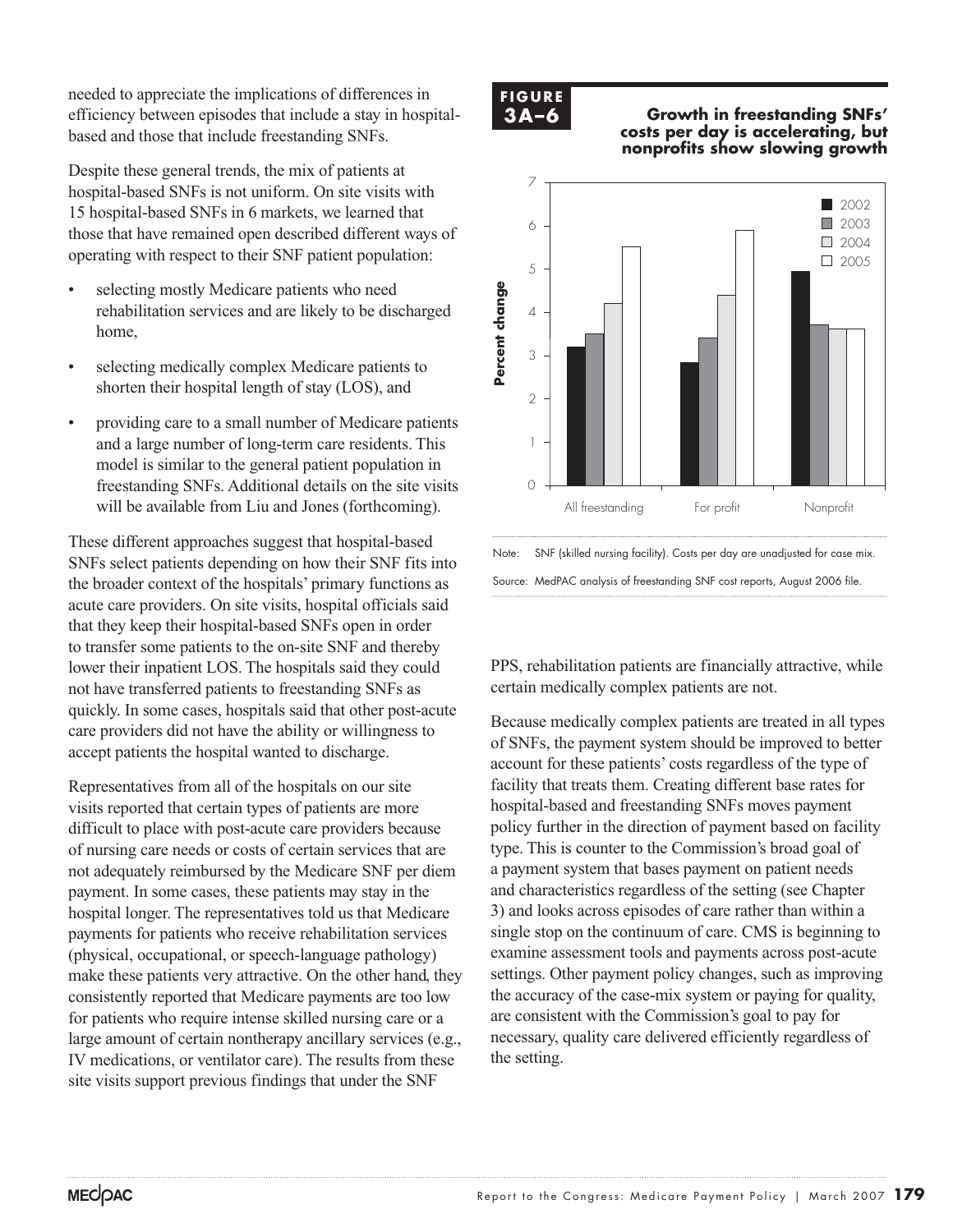needed to appreciate the implications of differences in efficiency between episodes that include a stay in hospital-based and those that include freestanding SNFs.

Despite these general trends, the mix of patients at hospital-based SNFs is not uniform. On site visits with 15 hospital-based SNFs in 6 markets, we learned that those that have remained open described different ways of operating with respect to their SNF patient population:

- selecting mostly Medicare patients who need rehabilitation services and are likely to be discharged home,
- selecting medically complex Medicare patients to shorten their hospital length of stay (LOS), and
- providing care to a small number of Medicare patients and a large number of long-term care residents. This model is similar to the general patient population in freestanding SNFs. Additional details on the site visits will be available from Liu and Jones (forthcoming).

These different approaches suggest that hospital-based SNFs select patients depending on how their SNF fits into the broader context of the hospitals' primary functions as acute care providers. On site visits, hospital officials said that they keep their hospital-based SNFs open in order to transfer some patients to the on-site SNF and thereby lower their inpatient LOS. The hospitals said they could not have transferred patients to freestanding SNFs as quickly. In some cases, hospitals said that other post-acute care providers did not have the ability or willingness to accept patients the hospital wanted to discharge.

Representatives from all of the hospitals on our site visits reported that certain types of patients are more difficult to place with post-acute care providers because of nursing care needs or costs of certain services that are not adequately reimbursed by the Medicare SNF per diem payment. In some cases, these patients may stay in the hospital longer. The representatives told us that Medicare payments for patients who receive rehabilitation services (physical, occupational, or speech-language pathology) make these patients very attractive. On the other hand, they consistently reported that Medicare payments are too low for patients who require intense skilled nursing care or a large amount of certain nontherapy ancillary services (e.g., IV medications, or ventilator care). The results from these site visits support previous findings that under the SNF PPS, rehabilitation patients are financially attractive, while certain medically complex patients are not.

**FIGURE 3A–6**

**Growth in freestanding SNFs' costs per day is accelerating, but nonprofits show slowing growth**

| Percent change | 2002 | 2003 | 2004 | 2005 |
|---|---|---|---|---|
| All freestanding | 3.2 | 3.5 | 4.2 | 5.5 |
| For profit | 2.8 | 3.4 | 4.4 | 5.9 |
| Nonprofit | 4.9 | 3.7 | 3.6 | 3.6 |

Note: SNF (skilled nursing facility). Costs per day are unadjusted for case mix.

Source: MedPAC analysis of freestanding SNF cost reports, August 2006 file.

Because medically complex patients are treated in all types of SNFs, the payment system should be improved to better account for these patients' costs regardless of the type of facility that treats them. Creating different base rates for hospital-based and freestanding SNFs moves payment policy further in the direction of payment based on facility type. This is counter to the Commission's broad goal of a payment system that bases payment on patient needs and characteristics regardless of the setting (see Chapter 3) and looks across episodes of care rather than within a single stop on the continuum of care. CMS is beginning to examine assessment tools and payments across post-acute settings. Other payment policy changes, such as improving the accuracy of the case-mix system or paying for quality, are consistent with the Commission's goal to pay for necessary, quality care delivered efficiently regardless of the setting.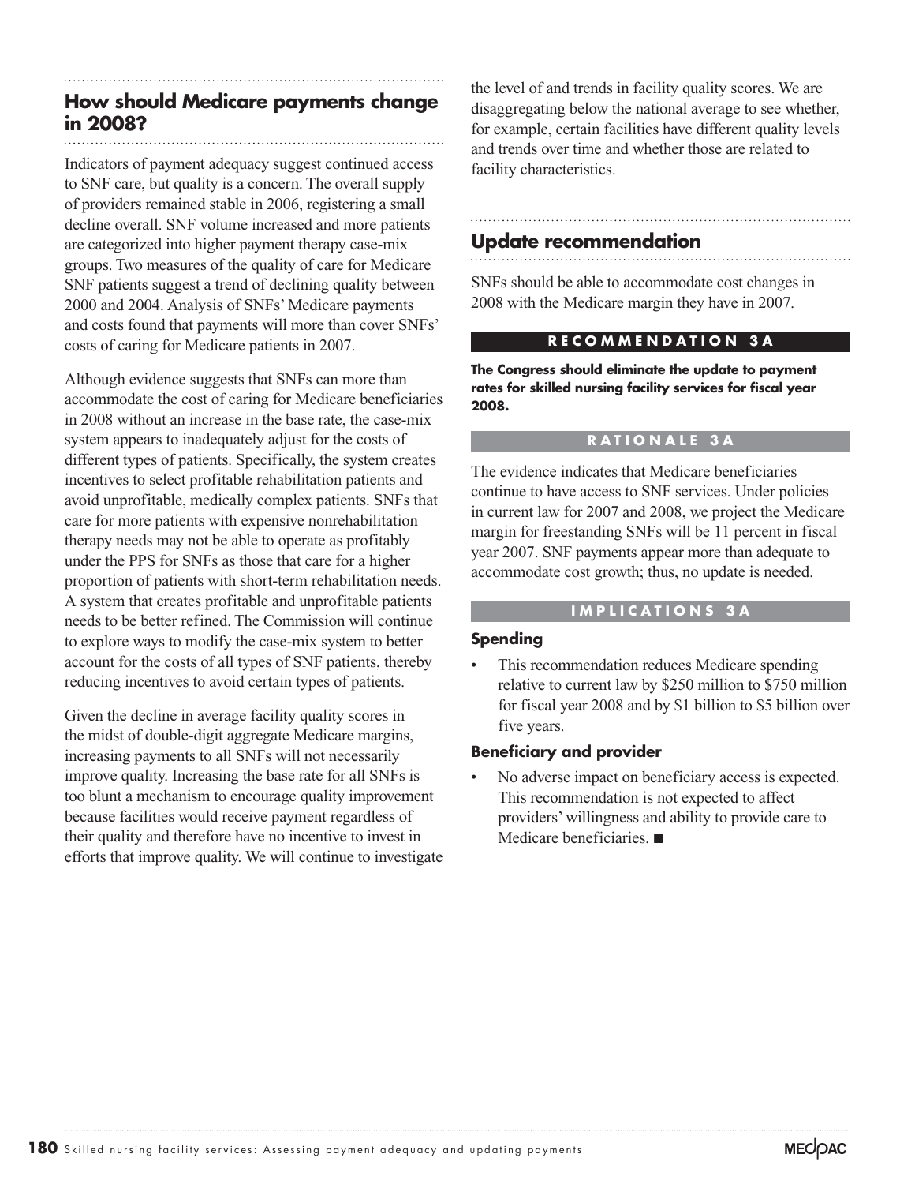## How should Medicare payments change in 2008?

Indicators of payment adequacy suggest continued access to SNF care, but quality is a concern. The overall supply of providers remained stable in 2006, registering a small decline overall. SNF volume increased and more patients are categorized into higher payment therapy case-mix groups. Two measures of the quality of care for Medicare SNF patients suggest a trend of declining quality between 2000 and 2004. Analysis of SNFs' Medicare payments and costs found that payments will more than cover SNFs' costs of caring for Medicare patients in 2007.

Although evidence suggests that SNFs can more than accommodate the cost of caring for Medicare beneficiaries in 2008 without an increase in the base rate, the case-mix system appears to inadequately adjust for the costs of different types of patients. Specifically, the system creates incentives to select profitable rehabilitation patients and avoid unprofitable, medically complex patients. SNFs that care for more patients with expensive nonrehabilitation therapy needs may not be able to operate as profitably under the PPS for SNFs as those that care for a higher proportion of patients with short-term rehabilitation needs. A system that creates profitable and unprofitable patients needs to be better refined. The Commission will continue to explore ways to modify the case-mix system to better account for the costs of all types of SNF patients, thereby reducing incentives to avoid certain types of patients.

Given the decline in average facility quality scores in the midst of double-digit aggregate Medicare margins, increasing payments to all SNFs will not necessarily improve quality. Increasing the base rate for all SNFs is too blunt a mechanism to encourage quality improvement because facilities would receive payment regardless of their quality and therefore have no incentive to invest in efforts that improve quality. We will continue to investigate the level of and trends in facility quality scores. We are disaggregating below the national average to see whether, for example, certain facilities have different quality levels and trends over time and whether those are related to facility characteristics.

## Update recommendation

SNFs should be able to accommodate cost changes in 2008 with the Medicare margin they have in 2007.

### RECOMMENDATION 3A

**The Congress should eliminate the update to payment rates for skilled nursing facility services for fiscal year 2008.**

### RATIONALE 3A

The evidence indicates that Medicare beneficiaries continue to have access to SNF services. Under policies in current law for 2007 and 2008, we project the Medicare margin for freestanding SNFs will be 11 percent in fiscal year 2007. SNF payments appear more than adequate to accommodate cost growth; thus, no update is needed.

### IMPLICATIONS 3A

**Spending**

- This recommendation reduces Medicare spending relative to current law by $250 million to $750 million for fiscal year 2008 and by $1 billion to $5 billion over five years.

**Beneficiary and provider**

- No adverse impact on beneficiary access is expected. This recommendation is not expected to affect providers' willingness and ability to provide care to Medicare beneficiaries. ■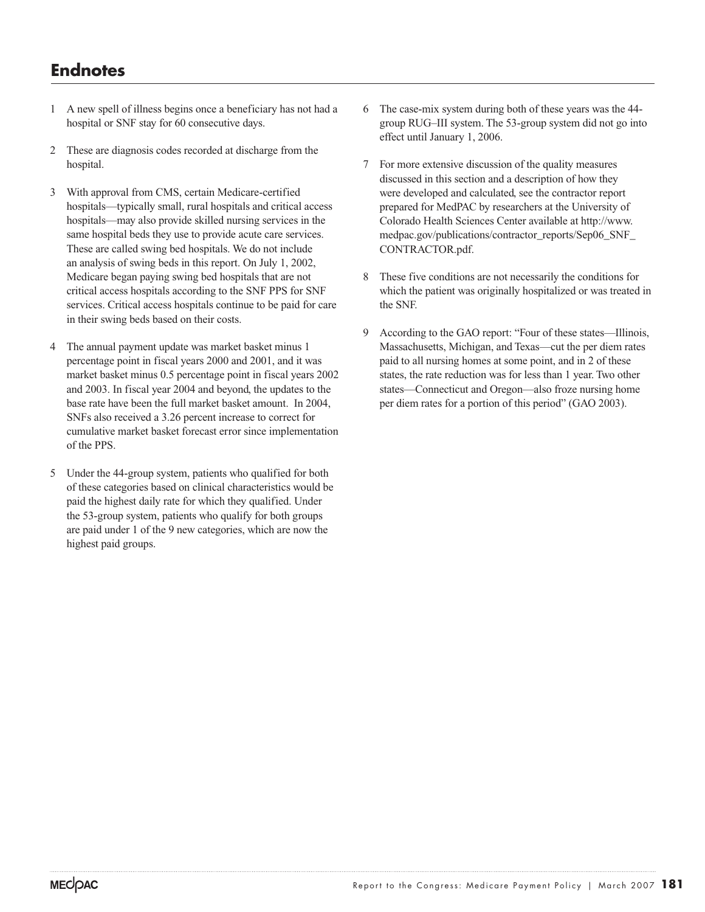## Endnotes

1 A new spell of illness begins once a beneficiary has not had a hospital or SNF stay for 60 consecutive days.

2 These are diagnosis codes recorded at discharge from the hospital.

3 With approval from CMS, certain Medicare-certified hospitals—typically small, rural hospitals and critical access hospitals—may also provide skilled nursing services in the same hospital beds they use to provide acute care services. These are called swing bed hospitals. We do not include an analysis of swing beds in this report. On July 1, 2002, Medicare began paying swing bed hospitals that are not critical access hospitals according to the SNF PPS for SNF services. Critical access hospitals continue to be paid for care in their swing beds based on their costs.

4 The annual payment update was market basket minus 1 percentage point in fiscal years 2000 and 2001, and it was market basket minus 0.5 percentage point in fiscal years 2002 and 2003. In fiscal year 2004 and beyond, the updates to the base rate have been the full market basket amount. In 2004, SNFs also received a 3.26 percent increase to correct for cumulative market basket forecast error since implementation of the PPS.

5 Under the 44-group system, patients who qualified for both of these categories based on clinical characteristics would be paid the highest daily rate for which they qualified. Under the 53-group system, patients who qualify for both groups are paid under 1 of the 9 new categories, which are now the highest paid groups.

6 The case-mix system during both of these years was the 44-group RUG–III system. The 53-group system did not go into effect until January 1, 2006.

7 For more extensive discussion of the quality measures discussed in this section and a description of how they were developed and calculated, see the contractor report prepared for MedPAC by researchers at the University of Colorado Health Sciences Center available at http://www.medpac.gov/publications/contractor_reports/Sep06_SNF_CONTRACTOR.pdf.

8 These five conditions are not necessarily the conditions for which the patient was originally hospitalized or was treated in the SNF.

9 According to the GAO report: "Four of these states—Illinois, Massachusetts, Michigan, and Texas—cut the per diem rates paid to all nursing homes at some point, and in 2 of these states, the rate reduction was for less than 1 year. Two other states—Connecticut and Oregon—also froze nursing home per diem rates for a portion of this period" (GAO 2003).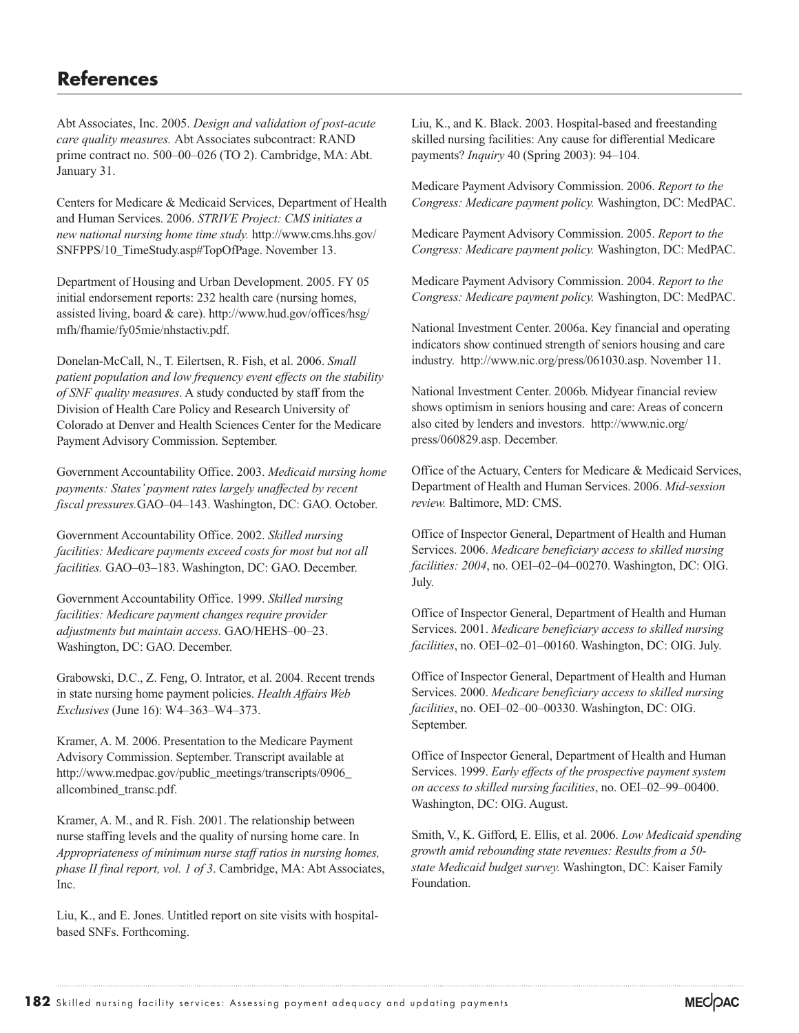## References

Abt Associates, Inc. 2005. *Design and validation of post-acute care quality measures.* Abt Associates subcontract: RAND prime contract no. 500–00–026 (TO 2). Cambridge, MA: Abt. January 31.

Centers for Medicare & Medicaid Services, Department of Health and Human Services. 2006. *STRIVE Project: CMS initiates a new national nursing home time study.* http://www.cms.hhs.gov/SNFPPS/10_TimeStudy.asp#TopOfPage. November 13.

Department of Housing and Urban Development. 2005. FY 05 initial endorsement reports: 232 health care (nursing homes, assisted living, board & care). http://www.hud.gov/offices/hsg/mfh/fhamie/fy05mie/nhstactiv.pdf.

Donelan-McCall, N., T. Eilertsen, R. Fish, et al. 2006. *Small patient population and low frequency event effects on the stability of SNF quality measures*. A study conducted by staff from the Division of Health Care Policy and Research University of Colorado at Denver and Health Sciences Center for the Medicare Payment Advisory Commission. September.

Government Accountability Office. 2003. *Medicaid nursing home payments: States' payment rates largely unaffected by recent fiscal pressures.*GAO–04–143. Washington, DC: GAO. October.

Government Accountability Office. 2002. *Skilled nursing facilities: Medicare payments exceed costs for most but not all facilities.* GAO–03–183. Washington, DC: GAO. December.

Government Accountability Office. 1999. *Skilled nursing facilities: Medicare payment changes require provider adjustments but maintain access.* GAO/HEHS–00–23. Washington, DC: GAO. December.

Grabowski, D.C., Z. Feng, O. Intrator, et al. 2004. Recent trends in state nursing home payment policies. *Health Affairs Web Exclusives* (June 16): W4–363–W4–373.

Kramer, A. M. 2006. Presentation to the Medicare Payment Advisory Commission. September. Transcript available at http://www.medpac.gov/public_meetings/transcripts/0906_allcombined_transc.pdf.

Kramer, A. M., and R. Fish. 2001. The relationship between nurse staffing levels and the quality of nursing home care. In *Appropriateness of minimum nurse staff ratios in nursing homes, phase II final report, vol. 1 of 3*. Cambridge, MA: Abt Associates, Inc.

Liu, K., and E. Jones. Untitled report on site visits with hospital-based SNFs. Forthcoming.

Liu, K., and K. Black. 2003. Hospital-based and freestanding skilled nursing facilities: Any cause for differential Medicare payments? *Inquiry* 40 (Spring 2003): 94–104.

Medicare Payment Advisory Commission. 2006. *Report to the Congress: Medicare payment policy.* Washington, DC: MedPAC.

Medicare Payment Advisory Commission. 2005. *Report to the Congress: Medicare payment policy.* Washington, DC: MedPAC.

Medicare Payment Advisory Commission. 2004. *Report to the Congress: Medicare payment policy.* Washington, DC: MedPAC.

National Investment Center. 2006a. Key financial and operating indicators show continued strength of seniors housing and care industry. http://www.nic.org/press/061030.asp. November 11.

National Investment Center. 2006b. Midyear financial review shows optimism in seniors housing and care: Areas of concern also cited by lenders and investors. http://www.nic.org/press/060829.asp. December.

Office of the Actuary, Centers for Medicare & Medicaid Services, Department of Health and Human Services. 2006. *Mid-session review.* Baltimore, MD: CMS.

Office of Inspector General, Department of Health and Human Services. 2006. *Medicare beneficiary access to skilled nursing facilities: 2004*, no. OEI–02–04–00270. Washington, DC: OIG. July.

Office of Inspector General, Department of Health and Human Services. 2001. *Medicare beneficiary access to skilled nursing facilities*, no. OEI–02–01–00160. Washington, DC: OIG. July.

Office of Inspector General, Department of Health and Human Services. 2000. *Medicare beneficiary access to skilled nursing facilities*, no. OEI–02–00–00330. Washington, DC: OIG. September.

Office of Inspector General, Department of Health and Human Services. 1999. *Early effects of the prospective payment system on access to skilled nursing facilities*, no. OEI–02–99–00400. Washington, DC: OIG. August.

Smith, V., K. Gifford, E. Ellis, et al. 2006. *Low Medicaid spending growth amid rebounding state revenues: Results from a 50-state Medicaid budget survey.* Washington, DC: Kaiser Family Foundation.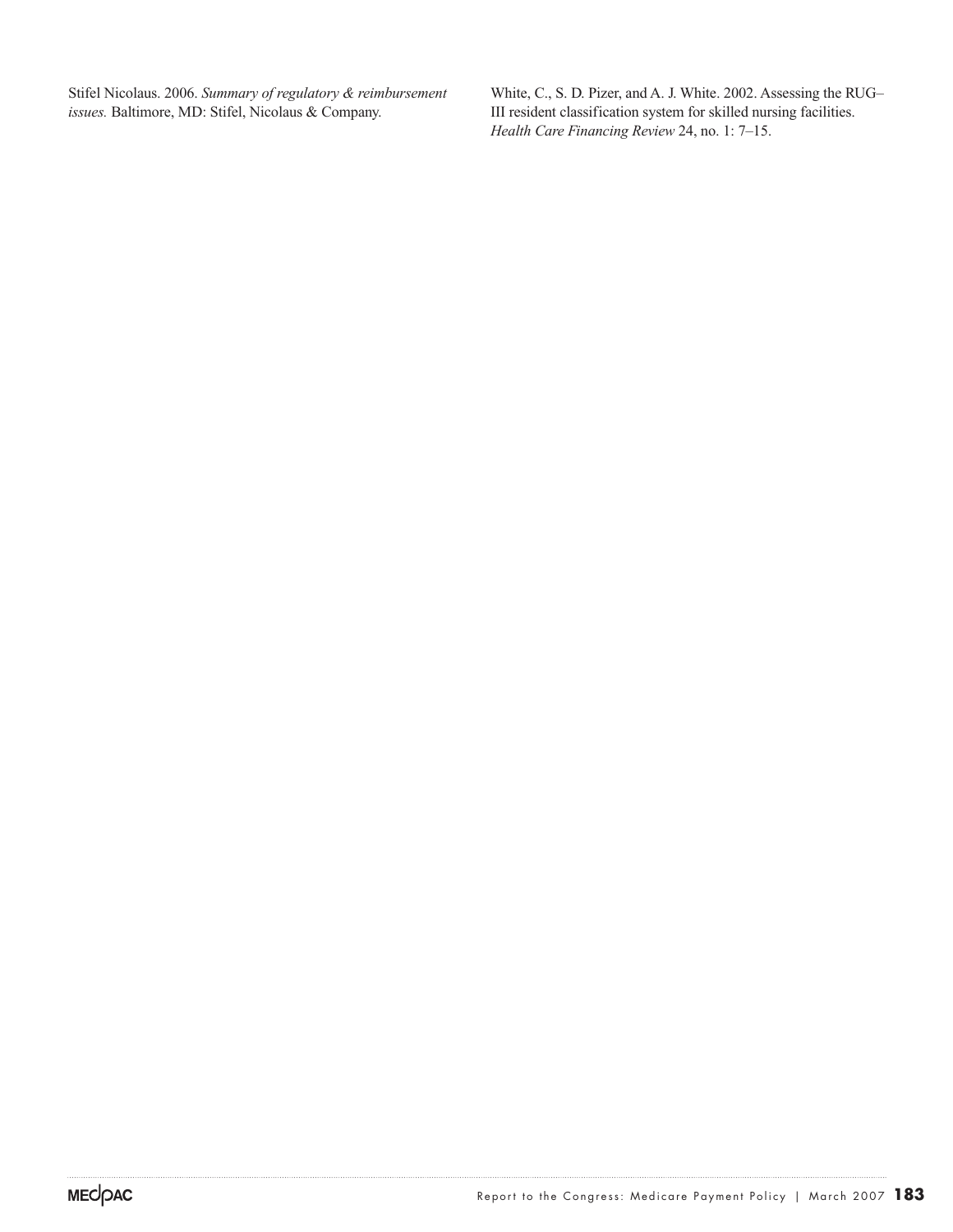Stifel Nicolaus. 2006. *Summary of regulatory & reimbursement issues.* Baltimore, MD: Stifel, Nicolaus & Company.

White, C., S. D. Pizer, and A. J. White. 2002. Assessing the RUG–III resident classification system for skilled nursing facilities. *Health Care Financing Review* 24, no. 1: 7–15.